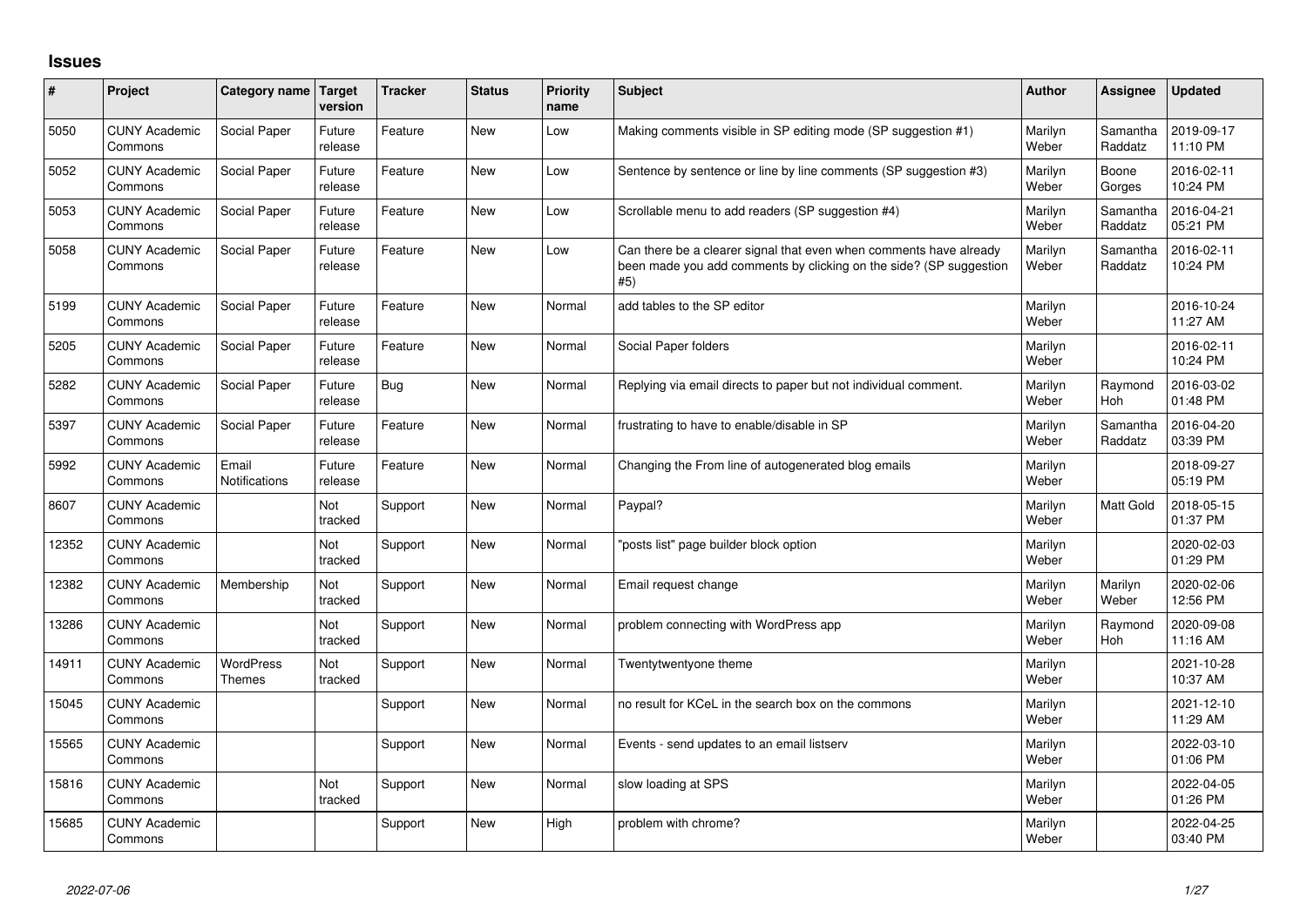# Issues

| # | Project | Category name | Target version | Tracker | Status | Priority name | Subject | Author | Assignee | Updated |
|---|---|---|---|---|---|---|---|---|---|---|
| 5050 | CUNY Academic Commons | Social Paper | Future release | Feature | New | Low | Making comments visible in SP editing mode (SP suggestion #1) | Marilyn Weber | Samantha Raddatz | 2019-09-17 11:10 PM |
| 5052 | CUNY Academic Commons | Social Paper | Future release | Feature | New | Low | Sentence by sentence or line by line comments (SP suggestion #3) | Marilyn Weber | Boone Gorges | 2016-02-11 10:24 PM |
| 5053 | CUNY Academic Commons | Social Paper | Future release | Feature | New | Low | Scrollable menu to add readers (SP suggestion #4) | Marilyn Weber | Samantha Raddatz | 2016-04-21 05:21 PM |
| 5058 | CUNY Academic Commons | Social Paper | Future release | Feature | New | Low | Can there be a clearer signal that even when comments have already been made you add comments by clicking on the side? (SP suggestion #5) | Marilyn Weber | Samantha Raddatz | 2016-02-11 10:24 PM |
| 5199 | CUNY Academic Commons | Social Paper | Future release | Feature | New | Normal | add tables to the SP editor | Marilyn Weber | | 2016-10-24 11:27 AM |
| 5205 | CUNY Academic Commons | Social Paper | Future release | Feature | New | Normal | Social Paper folders | Marilyn Weber | | 2016-02-11 10:24 PM |
| 5282 | CUNY Academic Commons | Social Paper | Future release | Bug | New | Normal | Replying via email directs to paper but not individual comment. | Marilyn Weber | Raymond Hoh | 2016-03-02 01:48 PM |
| 5397 | CUNY Academic Commons | Social Paper | Future release | Feature | New | Normal | frustrating to have to enable/disable in SP | Marilyn Weber | Samantha Raddatz | 2016-04-20 03:39 PM |
| 5992 | CUNY Academic Commons | Email Notifications | Future release | Feature | New | Normal | Changing the From line of autogenerated blog emails | Marilyn Weber | | 2018-09-27 05:19 PM |
| 8607 | CUNY Academic Commons | | Not tracked | Support | New | Normal | Paypal? | Marilyn Weber | Matt Gold | 2018-05-15 01:37 PM |
| 12352 | CUNY Academic Commons | | Not tracked | Support | New | Normal | "posts list" page builder block option | Marilyn Weber | | 2020-02-03 01:29 PM |
| 12382 | CUNY Academic Commons | Membership | Not tracked | Support | New | Normal | Email request change | Marilyn Weber | Marilyn Weber | 2020-02-06 12:56 PM |
| 13286 | CUNY Academic Commons | | Not tracked | Support | New | Normal | problem connecting with WordPress app | Marilyn Weber | Raymond Hoh | 2020-09-08 11:16 AM |
| 14911 | CUNY Academic Commons | WordPress Themes | Not tracked | Support | New | Normal | Twentytwentyone theme | Marilyn Weber | | 2021-10-28 10:37 AM |
| 15045 | CUNY Academic Commons | | | Support | New | Normal | no result for KCeL in the search box on the commons | Marilyn Weber | | 2021-12-10 11:29 AM |
| 15565 | CUNY Academic Commons | | | Support | New | Normal | Events - send updates to an email listserv | Marilyn Weber | | 2022-03-10 01:06 PM |
| 15816 | CUNY Academic Commons | | Not tracked | Support | New | Normal | slow loading at SPS | Marilyn Weber | | 2022-04-05 01:26 PM |
| 15685 | CUNY Academic Commons | | | Support | New | High | problem with chrome? | Marilyn Weber | | 2022-04-25 03:40 PM |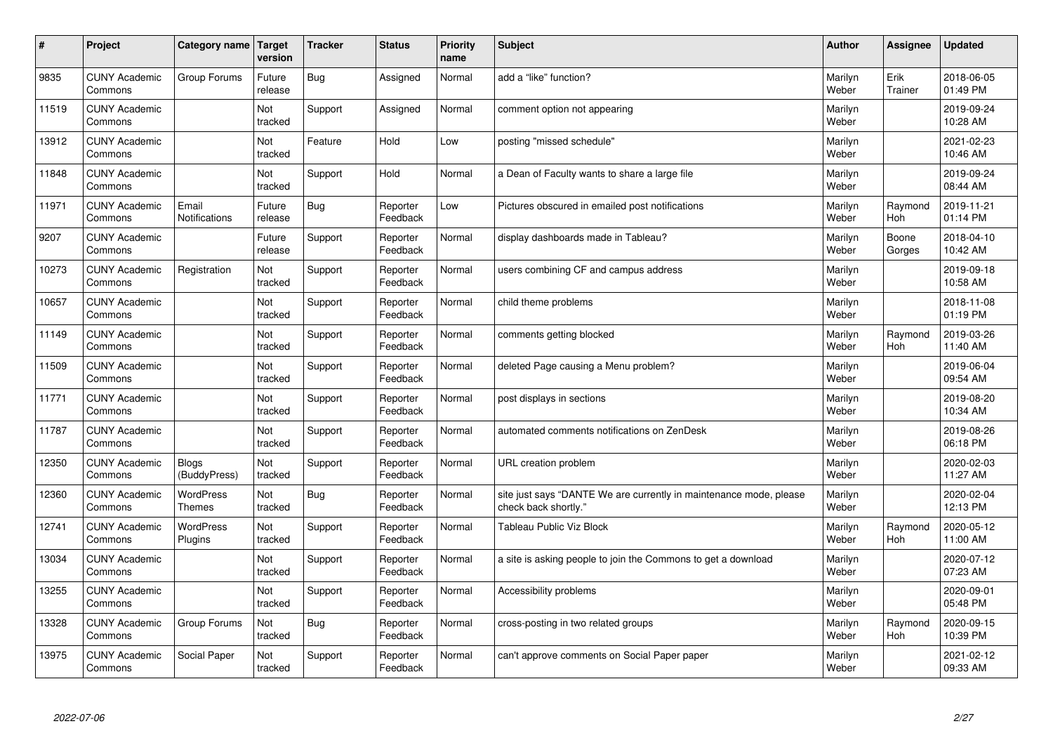| # | Project | Category name | Target version | Tracker | Status | Priority name | Subject | Author | Assignee | Updated |
|---|---|---|---|---|---|---|---|---|---|---|
| 9835 | CUNY Academic Commons | Group Forums | Future release | Bug | Assigned | Normal | add a “like” function? | Marilyn Weber | Erik Trainer | 2018-06-05 01:49 PM |
| 11519 | CUNY Academic Commons | | Not tracked | Support | Assigned | Normal | comment option not appearing | Marilyn Weber | | 2019-09-24 10:28 AM |
| 13912 | CUNY Academic Commons | | Not tracked | Feature | Hold | Low | posting "missed schedule" | Marilyn Weber | | 2021-02-23 10:46 AM |
| 11848 | CUNY Academic Commons | | Not tracked | Support | Hold | Normal | a Dean of Faculty wants to share a large file | Marilyn Weber | | 2019-09-24 08:44 AM |
| 11971 | CUNY Academic Commons | Email Notifications | Future release | Bug | Reporter Feedback | Low | Pictures obscured in emailed post notifications | Marilyn Weber | Raymond Hoh | 2019-11-21 01:14 PM |
| 9207 | CUNY Academic Commons | | Future release | Support | Reporter Feedback | Normal | display dashboards made in Tableau? | Marilyn Weber | Boone Gorges | 2018-04-10 10:42 AM |
| 10273 | CUNY Academic Commons | Registration | Not tracked | Support | Reporter Feedback | Normal | users combining CF and campus address | Marilyn Weber | | 2019-09-18 10:58 AM |
| 10657 | CUNY Academic Commons | | Not tracked | Support | Reporter Feedback | Normal | child theme problems | Marilyn Weber | | 2018-11-08 01:19 PM |
| 11149 | CUNY Academic Commons | | Not tracked | Support | Reporter Feedback | Normal | comments getting blocked | Marilyn Weber | Raymond Hoh | 2019-03-26 11:40 AM |
| 11509 | CUNY Academic Commons | | Not tracked | Support | Reporter Feedback | Normal | deleted Page causing a Menu problem? | Marilyn Weber | | 2019-06-04 09:54 AM |
| 11771 | CUNY Academic Commons | | Not tracked | Support | Reporter Feedback | Normal | post displays in sections | Marilyn Weber | | 2019-08-20 10:34 AM |
| 11787 | CUNY Academic Commons | | Not tracked | Support | Reporter Feedback | Normal | automated comments notifications on ZenDesk | Marilyn Weber | | 2019-08-26 06:18 PM |
| 12350 | CUNY Academic Commons | Blogs (BuddyPress) | Not tracked | Support | Reporter Feedback | Normal | URL creation problem | Marilyn Weber | | 2020-02-03 11:27 AM |
| 12360 | CUNY Academic Commons | WordPress Themes | Not tracked | Bug | Reporter Feedback | Normal | site just says “DANTE We are currently in maintenance mode, please check back shortly.” | Marilyn Weber | | 2020-02-04 12:13 PM |
| 12741 | CUNY Academic Commons | WordPress Plugins | Not tracked | Support | Reporter Feedback | Normal | Tableau Public Viz Block | Marilyn Weber | Raymond Hoh | 2020-05-12 11:00 AM |
| 13034 | CUNY Academic Commons | | Not tracked | Support | Reporter Feedback | Normal | a site is asking people to join the Commons to get a download | Marilyn Weber | | 2020-07-12 07:23 AM |
| 13255 | CUNY Academic Commons | | Not tracked | Support | Reporter Feedback | Normal | Accessibility problems | Marilyn Weber | | 2020-09-01 05:48 PM |
| 13328 | CUNY Academic Commons | Group Forums | Not tracked | Bug | Reporter Feedback | Normal | cross-posting in two related groups | Marilyn Weber | Raymond Hoh | 2020-09-15 10:39 PM |
| 13975 | CUNY Academic Commons | Social Paper | Not tracked | Support | Reporter Feedback | Normal | can't approve comments on Social Paper paper | Marilyn Weber | | 2021-02-12 09:33 AM |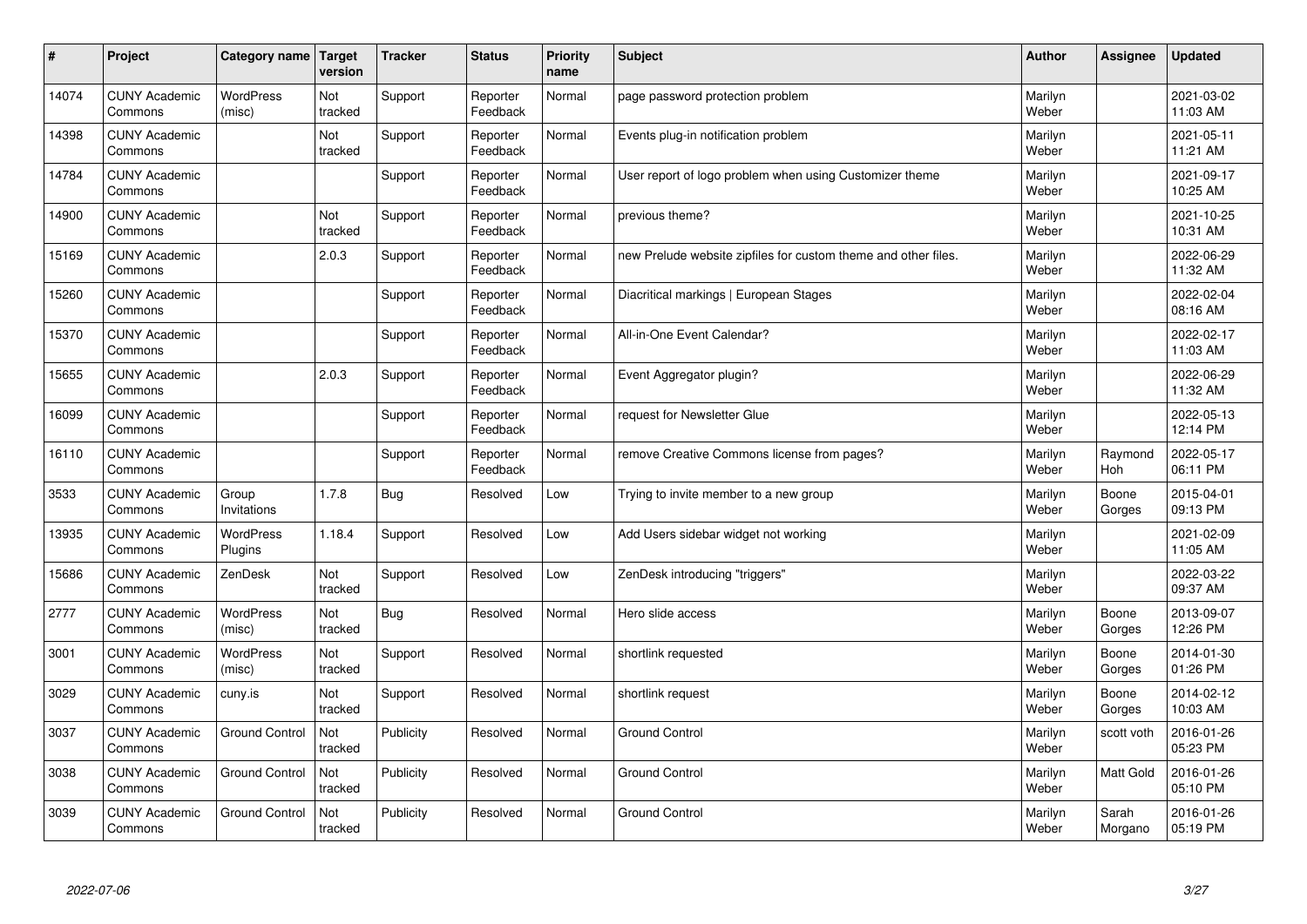| # | Project | Category name | Target version | Tracker | Status | Priority name | Subject | Author | Assignee | Updated |
|---|---|---|---|---|---|---|---|---|---|---|
| 14074 | CUNY Academic Commons | WordPress (misc) | Not tracked | Support | Reporter Feedback | Normal | page password protection problem | Marilyn Weber | | 2021-03-02 11:03 AM |
| 14398 | CUNY Academic Commons | | Not tracked | Support | Reporter Feedback | Normal | Events plug-in notification problem | Marilyn Weber | | 2021-05-11 11:21 AM |
| 14784 | CUNY Academic Commons | | | Support | Reporter Feedback | Normal | User report of logo problem when using Customizer theme | Marilyn Weber | | 2021-09-17 10:25 AM |
| 14900 | CUNY Academic Commons | | Not tracked | Support | Reporter Feedback | Normal | previous theme? | Marilyn Weber | | 2021-10-25 10:31 AM |
| 15169 | CUNY Academic Commons | | 2.0.3 | Support | Reporter Feedback | Normal | new Prelude website zipfiles for custom theme and other files. | Marilyn Weber | | 2022-06-29 11:32 AM |
| 15260 | CUNY Academic Commons | | | Support | Reporter Feedback | Normal | Diacritical markings \| European Stages | Marilyn Weber | | 2022-02-04 08:16 AM |
| 15370 | CUNY Academic Commons | | | Support | Reporter Feedback | Normal | All-in-One Event Calendar? | Marilyn Weber | | 2022-02-17 11:03 AM |
| 15655 | CUNY Academic Commons | | 2.0.3 | Support | Reporter Feedback | Normal | Event Aggregator plugin? | Marilyn Weber | | 2022-06-29 11:32 AM |
| 16099 | CUNY Academic Commons | | | Support | Reporter Feedback | Normal | request for Newsletter Glue | Marilyn Weber | | 2022-05-13 12:14 PM |
| 16110 | CUNY Academic Commons | | | Support | Reporter Feedback | Normal | remove Creative Commons license from pages? | Marilyn Weber | Raymond Hoh | 2022-05-17 06:11 PM |
| 3533 | CUNY Academic Commons | Group Invitations | 1.7.8 | Bug | Resolved | Low | Trying to invite member to a new group | Marilyn Weber | Boone Gorges | 2015-04-01 09:13 PM |
| 13935 | CUNY Academic Commons | WordPress Plugins | 1.18.4 | Support | Resolved | Low | Add Users sidebar widget not working | Marilyn Weber | | 2021-02-09 11:05 AM |
| 15686 | CUNY Academic Commons | ZenDesk | Not tracked | Support | Resolved | Low | ZenDesk introducing "triggers" | Marilyn Weber | | 2022-03-22 09:37 AM |
| 2777 | CUNY Academic Commons | WordPress (misc) | Not tracked | Bug | Resolved | Normal | Hero slide access | Marilyn Weber | Boone Gorges | 2013-09-07 12:26 PM |
| 3001 | CUNY Academic Commons | WordPress (misc) | Not tracked | Support | Resolved | Normal | shortlink requested | Marilyn Weber | Boone Gorges | 2014-01-30 01:26 PM |
| 3029 | CUNY Academic Commons | cuny.is | Not tracked | Support | Resolved | Normal | shortlink request | Marilyn Weber | Boone Gorges | 2014-02-12 10:03 AM |
| 3037 | CUNY Academic Commons | Ground Control | Not tracked | Publicity | Resolved | Normal | Ground Control | Marilyn Weber | scott voth | 2016-01-26 05:23 PM |
| 3038 | CUNY Academic Commons | Ground Control | Not tracked | Publicity | Resolved | Normal | Ground Control | Marilyn Weber | Matt Gold | 2016-01-26 05:10 PM |
| 3039 | CUNY Academic Commons | Ground Control | Not tracked | Publicity | Resolved | Normal | Ground Control | Marilyn Weber | Sarah Morgano | 2016-01-26 05:19 PM |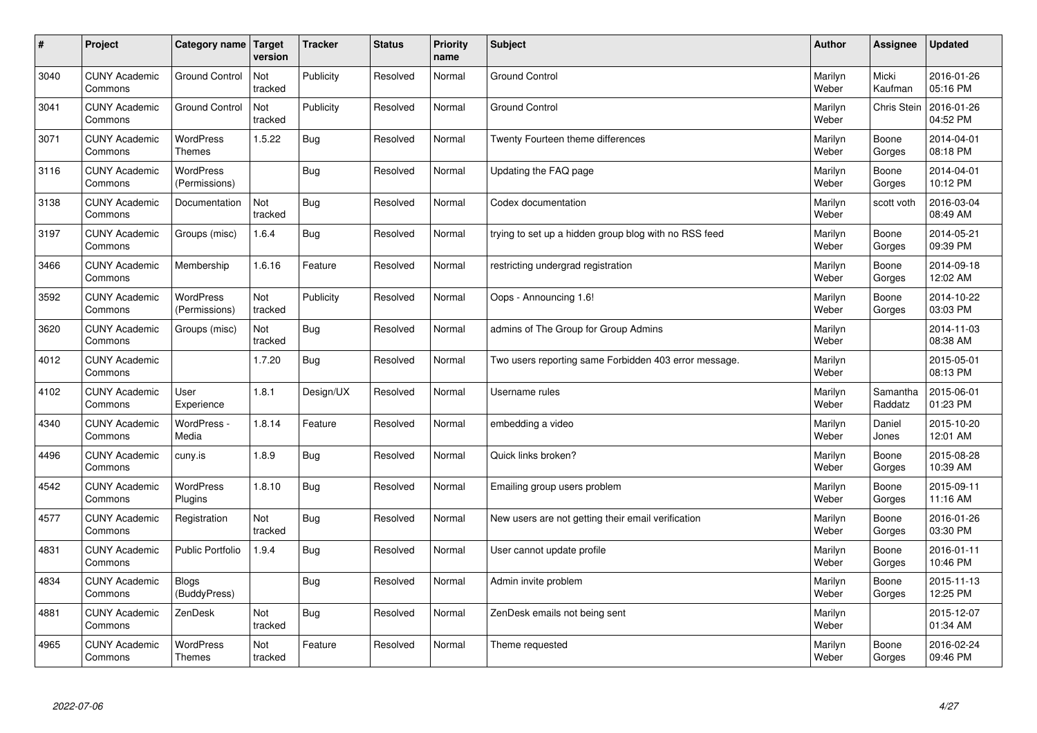| # | Project | Category name | Target version | Tracker | Status | Priority name | Subject | Author | Assignee | Updated |
|---|---|---|---|---|---|---|---|---|---|---|
| 3040 | CUNY Academic Commons | Ground Control | Not tracked | Publicity | Resolved | Normal | Ground Control | Marilyn Weber | Micki Kaufman | 2016-01-26 05:16 PM |
| 3041 | CUNY Academic Commons | Ground Control | Not tracked | Publicity | Resolved | Normal | Ground Control | Marilyn Weber | Chris Stein | 2016-01-26 04:52 PM |
| 3071 | CUNY Academic Commons | WordPress Themes | 1.5.22 | Bug | Resolved | Normal | Twenty Fourteen theme differences | Marilyn Weber | Boone Gorges | 2014-04-01 08:18 PM |
| 3116 | CUNY Academic Commons | WordPress (Permissions) | | Bug | Resolved | Normal | Updating the FAQ page | Marilyn Weber | Boone Gorges | 2014-04-01 10:12 PM |
| 3138 | CUNY Academic Commons | Documentation | Not tracked | Bug | Resolved | Normal | Codex documentation | Marilyn Weber | scott voth | 2016-03-04 08:49 AM |
| 3197 | CUNY Academic Commons | Groups (misc) | 1.6.4 | Bug | Resolved | Normal | trying to set up a hidden group blog with no RSS feed | Marilyn Weber | Boone Gorges | 2014-05-21 09:39 PM |
| 3466 | CUNY Academic Commons | Membership | 1.6.16 | Feature | Resolved | Normal | restricting undergrad registration | Marilyn Weber | Boone Gorges | 2014-09-18 12:02 AM |
| 3592 | CUNY Academic Commons | WordPress (Permissions) | Not tracked | Publicity | Resolved | Normal | Oops - Announcing 1.6! | Marilyn Weber | Boone Gorges | 2014-10-22 03:03 PM |
| 3620 | CUNY Academic Commons | Groups (misc) | Not tracked | Bug | Resolved | Normal | admins of The Group for Group Admins | Marilyn Weber | | 2014-11-03 08:38 AM |
| 4012 | CUNY Academic Commons | | 1.7.20 | Bug | Resolved | Normal | Two users reporting same Forbidden 403 error message. | Marilyn Weber | | 2015-05-01 08:13 PM |
| 4102 | CUNY Academic Commons | User Experience | 1.8.1 | Design/UX | Resolved | Normal | Username rules | Marilyn Weber | Samantha Raddatz | 2015-06-01 01:23 PM |
| 4340 | CUNY Academic Commons | WordPress - Media | 1.8.14 | Feature | Resolved | Normal | embedding a video | Marilyn Weber | Daniel Jones | 2015-10-20 12:01 AM |
| 4496 | CUNY Academic Commons | cuny.is | 1.8.9 | Bug | Resolved | Normal | Quick links broken? | Marilyn Weber | Boone Gorges | 2015-08-28 10:39 AM |
| 4542 | CUNY Academic Commons | WordPress Plugins | 1.8.10 | Bug | Resolved | Normal | Emailing group users problem | Marilyn Weber | Boone Gorges | 2015-09-11 11:16 AM |
| 4577 | CUNY Academic Commons | Registration | Not tracked | Bug | Resolved | Normal | New users are not getting their email verification | Marilyn Weber | Boone Gorges | 2016-01-26 03:30 PM |
| 4831 | CUNY Academic Commons | Public Portfolio | 1.9.4 | Bug | Resolved | Normal | User cannot update profile | Marilyn Weber | Boone Gorges | 2016-01-11 10:46 PM |
| 4834 | CUNY Academic Commons | Blogs (BuddyPress) | | Bug | Resolved | Normal | Admin invite problem | Marilyn Weber | Boone Gorges | 2015-11-13 12:25 PM |
| 4881 | CUNY Academic Commons | ZenDesk | Not tracked | Bug | Resolved | Normal | ZenDesk emails not being sent | Marilyn Weber | | 2015-12-07 01:34 AM |
| 4965 | CUNY Academic Commons | WordPress Themes | Not tracked | Feature | Resolved | Normal | Theme requested | Marilyn Weber | Boone Gorges | 2016-02-24 09:46 PM |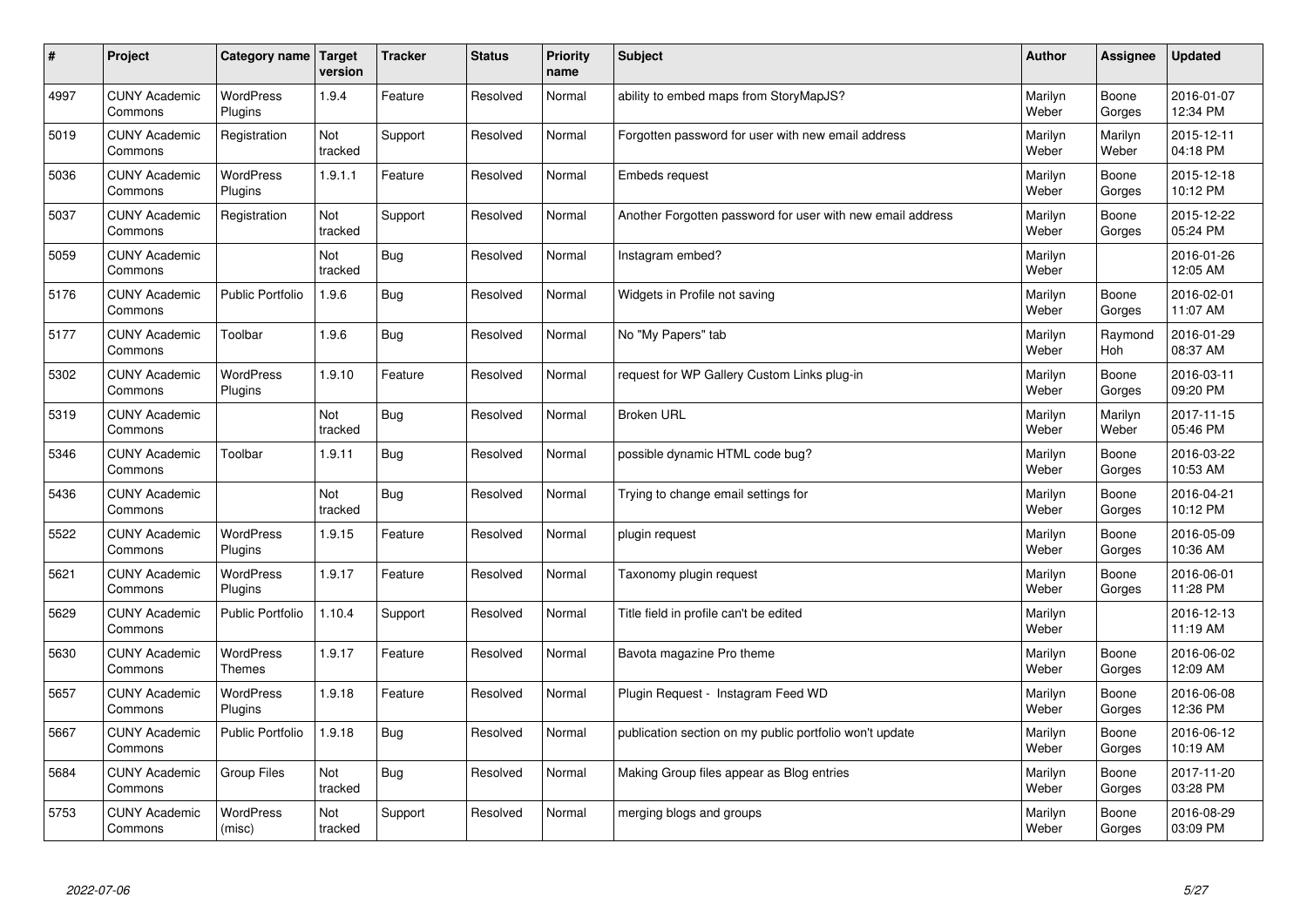| # | Project | Category name | Target version | Tracker | Status | Priority name | Subject | Author | Assignee | Updated |
|---|---|---|---|---|---|---|---|---|---|---|
| 4997 | CUNY Academic Commons | WordPress Plugins | 1.9.4 | Feature | Resolved | Normal | ability to embed maps from StoryMapJS? | Marilyn Weber | Boone Gorges | 2016-01-07 12:34 PM |
| 5019 | CUNY Academic Commons | Registration | Not tracked | Support | Resolved | Normal | Forgotten password for user with new email address | Marilyn Weber | Marilyn Weber | 2015-12-11 04:18 PM |
| 5036 | CUNY Academic Commons | WordPress Plugins | 1.9.1.1 | Feature | Resolved | Normal | Embeds request | Marilyn Weber | Boone Gorges | 2015-12-18 10:12 PM |
| 5037 | CUNY Academic Commons | Registration | Not tracked | Support | Resolved | Normal | Another Forgotten password for user with new email address | Marilyn Weber | Boone Gorges | 2015-12-22 05:24 PM |
| 5059 | CUNY Academic Commons | | Not tracked | Bug | Resolved | Normal | Instagram embed? | Marilyn Weber | | 2016-01-26 12:05 AM |
| 5176 | CUNY Academic Commons | Public Portfolio | 1.9.6 | Bug | Resolved | Normal | Widgets in Profile not saving | Marilyn Weber | Boone Gorges | 2016-02-01 11:07 AM |
| 5177 | CUNY Academic Commons | Toolbar | 1.9.6 | Bug | Resolved | Normal | No "My Papers" tab | Marilyn Weber | Raymond Hoh | 2016-01-29 08:37 AM |
| 5302 | CUNY Academic Commons | WordPress Plugins | 1.9.10 | Feature | Resolved | Normal | request for WP Gallery Custom Links plug-in | Marilyn Weber | Boone Gorges | 2016-03-11 09:20 PM |
| 5319 | CUNY Academic Commons | | Not tracked | Bug | Resolved | Normal | Broken URL | Marilyn Weber | Marilyn Weber | 2017-11-15 05:46 PM |
| 5346 | CUNY Academic Commons | Toolbar | 1.9.11 | Bug | Resolved | Normal | possible dynamic HTML code bug? | Marilyn Weber | Boone Gorges | 2016-03-22 10:53 AM |
| 5436 | CUNY Academic Commons | | Not tracked | Bug | Resolved | Normal | Trying to change email settings for | Marilyn Weber | Boone Gorges | 2016-04-21 10:12 PM |
| 5522 | CUNY Academic Commons | WordPress Plugins | 1.9.15 | Feature | Resolved | Normal | plugin request | Marilyn Weber | Boone Gorges | 2016-05-09 10:36 AM |
| 5621 | CUNY Academic Commons | WordPress Plugins | 1.9.17 | Feature | Resolved | Normal | Taxonomy plugin request | Marilyn Weber | Boone Gorges | 2016-06-01 11:28 PM |
| 5629 | CUNY Academic Commons | Public Portfolio | 1.10.4 | Support | Resolved | Normal | Title field in profile can't be edited | Marilyn Weber | | 2016-12-13 11:19 AM |
| 5630 | CUNY Academic Commons | WordPress Themes | 1.9.17 | Feature | Resolved | Normal | Bavota magazine Pro theme | Marilyn Weber | Boone Gorges | 2016-06-02 12:09 AM |
| 5657 | CUNY Academic Commons | WordPress Plugins | 1.9.18 | Feature | Resolved | Normal | Plugin Request - Instagram Feed WD | Marilyn Weber | Boone Gorges | 2016-06-08 12:36 PM |
| 5667 | CUNY Academic Commons | Public Portfolio | 1.9.18 | Bug | Resolved | Normal | publication section on my public portfolio won't update | Marilyn Weber | Boone Gorges | 2016-06-12 10:19 AM |
| 5684 | CUNY Academic Commons | Group Files | Not tracked | Bug | Resolved | Normal | Making Group files appear as Blog entries | Marilyn Weber | Boone Gorges | 2017-11-20 03:28 PM |
| 5753 | CUNY Academic Commons | WordPress (misc) | Not tracked | Support | Resolved | Normal | merging blogs and groups | Marilyn Weber | Boone Gorges | 2016-08-29 03:09 PM |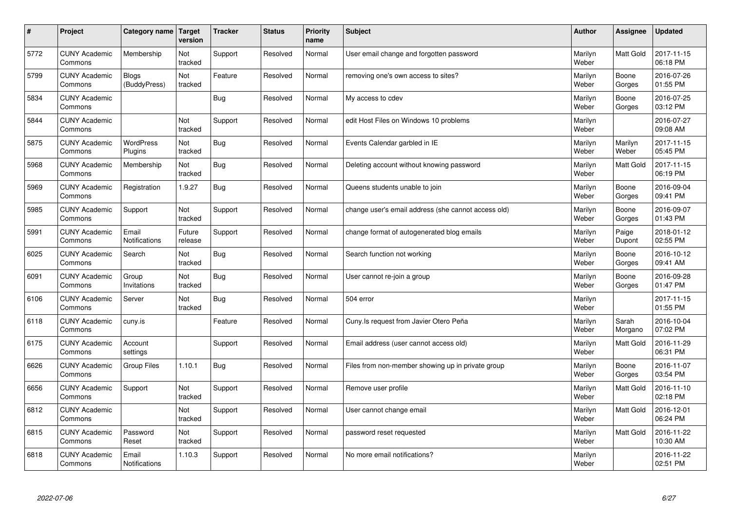| # | Project | Category name | Target version | Tracker | Status | Priority name | Subject | Author | Assignee | Updated |
|---|---|---|---|---|---|---|---|---|---|---|
| 5772 | CUNY Academic Commons | Membership | Not tracked | Support | Resolved | Normal | User email change and forgotten password | Marilyn Weber | Matt Gold | 2017-11-15 06:18 PM |
| 5799 | CUNY Academic Commons | Blogs (BuddyPress) | Not tracked | Feature | Resolved | Normal | removing one's own access to sites? | Marilyn Weber | Boone Gorges | 2016-07-26 01:55 PM |
| 5834 | CUNY Academic Commons | | | Bug | Resolved | Normal | My access to cdev | Marilyn Weber | Boone Gorges | 2016-07-25 03:12 PM |
| 5844 | CUNY Academic Commons | | Not tracked | Support | Resolved | Normal | edit Host Files on Windows 10 problems | Marilyn Weber | | 2016-07-27 09:08 AM |
| 5875 | CUNY Academic Commons | WordPress Plugins | Not tracked | Bug | Resolved | Normal | Events Calendar garbled in IE | Marilyn Weber | Marilyn Weber | 2017-11-15 05:45 PM |
| 5968 | CUNY Academic Commons | Membership | Not tracked | Bug | Resolved | Normal | Deleting account without knowing password | Marilyn Weber | Matt Gold | 2017-11-15 06:19 PM |
| 5969 | CUNY Academic Commons | Registration | 1.9.27 | Bug | Resolved | Normal | Queens students unable to join | Marilyn Weber | Boone Gorges | 2016-09-04 09:41 PM |
| 5985 | CUNY Academic Commons | Support | Not tracked | Support | Resolved | Normal | change user's email address (she cannot access old) | Marilyn Weber | Boone Gorges | 2016-09-07 01:43 PM |
| 5991 | CUNY Academic Commons | Email Notifications | Future release | Support | Resolved | Normal | change format of autogenerated blog emails | Marilyn Weber | Paige Dupont | 2018-01-12 02:55 PM |
| 6025 | CUNY Academic Commons | Search | Not tracked | Bug | Resolved | Normal | Search function not working | Marilyn Weber | Boone Gorges | 2016-10-12 09:41 AM |
| 6091 | CUNY Academic Commons | Group Invitations | Not tracked | Bug | Resolved | Normal | User cannot re-join a group | Marilyn Weber | Boone Gorges | 2016-09-28 01:47 PM |
| 6106 | CUNY Academic Commons | Server | Not tracked | Bug | Resolved | Normal | 504 error | Marilyn Weber | | 2017-11-15 01:55 PM |
| 6118 | CUNY Academic Commons | cuny.is | | Feature | Resolved | Normal | Cuny.Is request from Javier Otero Peña | Marilyn Weber | Sarah Morgano | 2016-10-04 07:02 PM |
| 6175 | CUNY Academic Commons | Account settings | | Support | Resolved | Normal | Email address (user cannot access old) | Marilyn Weber | Matt Gold | 2016-11-29 06:31 PM |
| 6626 | CUNY Academic Commons | Group Files | 1.10.1 | Bug | Resolved | Normal | Files from non-member showing up in private group | Marilyn Weber | Boone Gorges | 2016-11-07 03:54 PM |
| 6656 | CUNY Academic Commons | Support | Not tracked | Support | Resolved | Normal | Remove user profile | Marilyn Weber | Matt Gold | 2016-11-10 02:18 PM |
| 6812 | CUNY Academic Commons | | Not tracked | Support | Resolved | Normal | User cannot change email | Marilyn Weber | Matt Gold | 2016-12-01 06:24 PM |
| 6815 | CUNY Academic Commons | Password Reset | Not tracked | Support | Resolved | Normal | password reset requested | Marilyn Weber | Matt Gold | 2016-11-22 10:30 AM |
| 6818 | CUNY Academic Commons | Email Notifications | 1.10.3 | Support | Resolved | Normal | No more email notifications? | Marilyn Weber | | 2016-11-22 02:51 PM |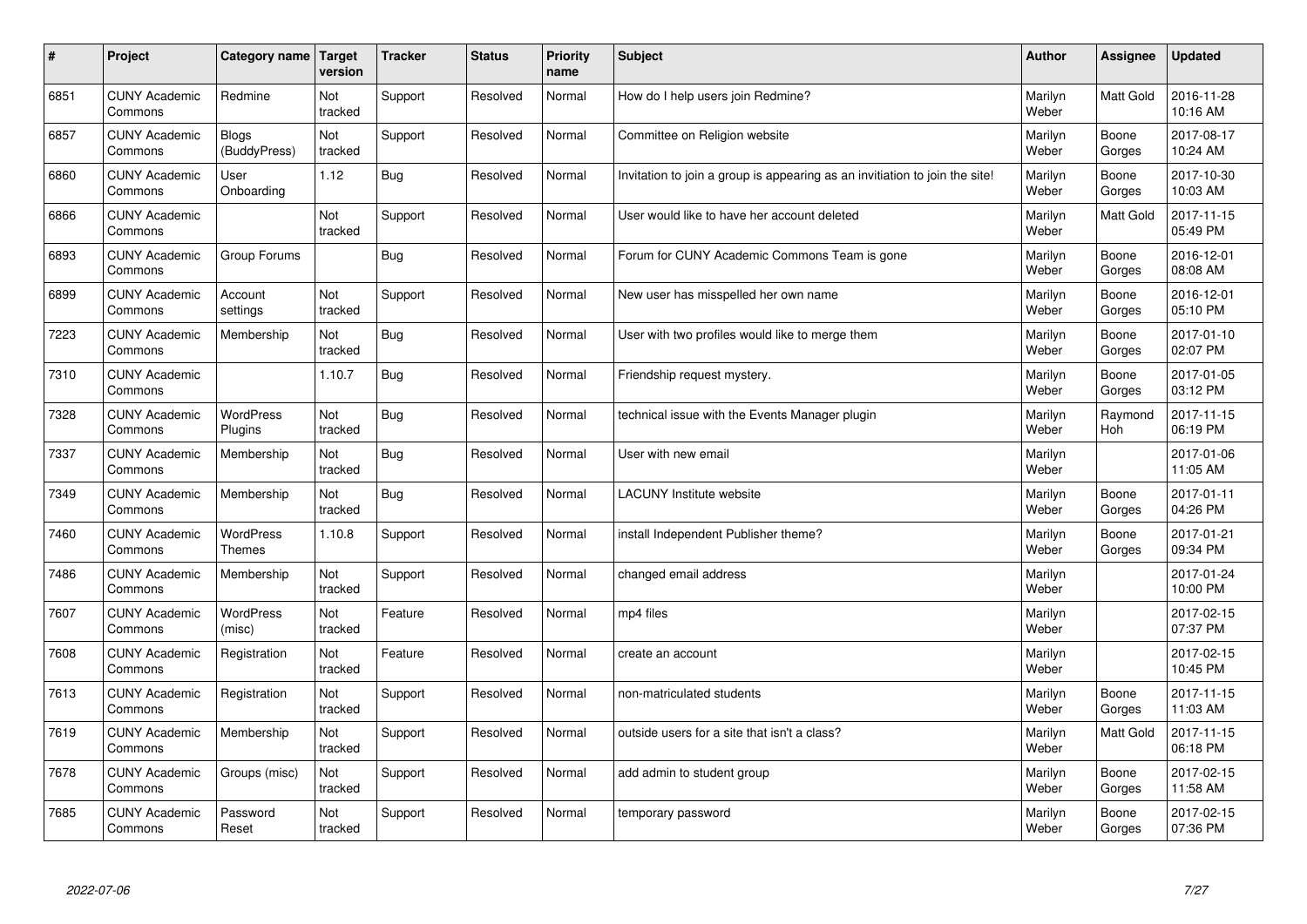| # | Project | Category name | Target version | Tracker | Status | Priority name | Subject | Author | Assignee | Updated |
|---|---|---|---|---|---|---|---|---|---|---|
| 6851 | CUNY Academic Commons | Redmine | Not tracked | Support | Resolved | Normal | How do I help users join Redmine? | Marilyn Weber | Matt Gold | 2016-11-28 10:16 AM |
| 6857 | CUNY Academic Commons | Blogs (BuddyPress) | Not tracked | Support | Resolved | Normal | Committee on Religion website | Marilyn Weber | Boone Gorges | 2017-08-17 10:24 AM |
| 6860 | CUNY Academic Commons | User Onboarding | 1.12 | Bug | Resolved | Normal | Invitation to join a group is appearing as an invitiation to join the site! | Marilyn Weber | Boone Gorges | 2017-10-30 10:03 AM |
| 6866 | CUNY Academic Commons | | Not tracked | Support | Resolved | Normal | User would like to have her account deleted | Marilyn Weber | Matt Gold | 2017-11-15 05:49 PM |
| 6893 | CUNY Academic Commons | Group Forums | | Bug | Resolved | Normal | Forum for CUNY Academic Commons Team is gone | Marilyn Weber | Boone Gorges | 2016-12-01 08:08 AM |
| 6899 | CUNY Academic Commons | Account settings | Not tracked | Support | Resolved | Normal | New user has misspelled her own name | Marilyn Weber | Boone Gorges | 2016-12-01 05:10 PM |
| 7223 | CUNY Academic Commons | Membership | Not tracked | Bug | Resolved | Normal | User with two profiles would like to merge them | Marilyn Weber | Boone Gorges | 2017-01-10 02:07 PM |
| 7310 | CUNY Academic Commons | | 1.10.7 | Bug | Resolved | Normal | Friendship request mystery. | Marilyn Weber | Boone Gorges | 2017-01-05 03:12 PM |
| 7328 | CUNY Academic Commons | WordPress Plugins | Not tracked | Bug | Resolved | Normal | technical issue with the Events Manager plugin | Marilyn Weber | Raymond Hoh | 2017-11-15 06:19 PM |
| 7337 | CUNY Academic Commons | Membership | Not tracked | Bug | Resolved | Normal | User with new email | Marilyn Weber | | 2017-01-06 11:05 AM |
| 7349 | CUNY Academic Commons | Membership | Not tracked | Bug | Resolved | Normal | LACUNY Institute website | Marilyn Weber | Boone Gorges | 2017-01-11 04:26 PM |
| 7460 | CUNY Academic Commons | WordPress Themes | 1.10.8 | Support | Resolved | Normal | install Independent Publisher theme? | Marilyn Weber | Boone Gorges | 2017-01-21 09:34 PM |
| 7486 | CUNY Academic Commons | Membership | Not tracked | Support | Resolved | Normal | changed email address | Marilyn Weber | | 2017-01-24 10:00 PM |
| 7607 | CUNY Academic Commons | WordPress (misc) | Not tracked | Feature | Resolved | Normal | mp4 files | Marilyn Weber | | 2017-02-15 07:37 PM |
| 7608 | CUNY Academic Commons | Registration | Not tracked | Feature | Resolved | Normal | create an account | Marilyn Weber | | 2017-02-15 10:45 PM |
| 7613 | CUNY Academic Commons | Registration | Not tracked | Support | Resolved | Normal | non-matriculated students | Marilyn Weber | Boone Gorges | 2017-11-15 11:03 AM |
| 7619 | CUNY Academic Commons | Membership | Not tracked | Support | Resolved | Normal | outside users for a site that isn't a class? | Marilyn Weber | Matt Gold | 2017-11-15 06:18 PM |
| 7678 | CUNY Academic Commons | Groups (misc) | Not tracked | Support | Resolved | Normal | add admin to student group | Marilyn Weber | Boone Gorges | 2017-02-15 11:58 AM |
| 7685 | CUNY Academic Commons | Password Reset | Not tracked | Support | Resolved | Normal | temporary password | Marilyn Weber | Boone Gorges | 2017-02-15 07:36 PM |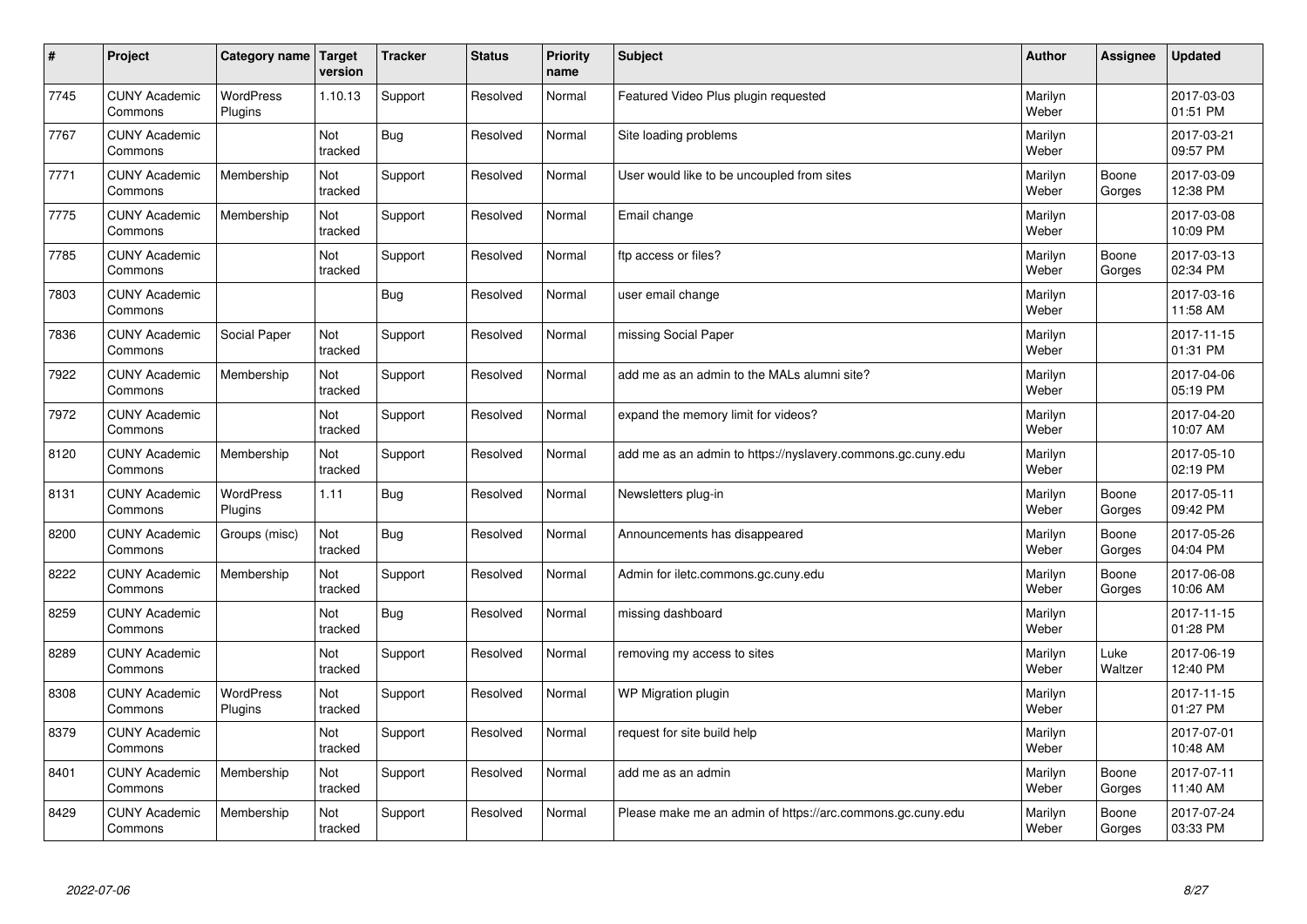| # | Project | Category name | Target version | Tracker | Status | Priority name | Subject | Author | Assignee | Updated |
|---|---|---|---|---|---|---|---|---|---|---|
| 7745 | CUNY Academic Commons | WordPress Plugins | 1.10.13 | Support | Resolved | Normal | Featured Video Plus plugin requested | Marilyn Weber | | 2017-03-03 01:51 PM |
| 7767 | CUNY Academic Commons | | Not tracked | Bug | Resolved | Normal | Site loading problems | Marilyn Weber | | 2017-03-21 09:57 PM |
| 7771 | CUNY Academic Commons | Membership | Not tracked | Support | Resolved | Normal | User would like to be uncoupled from sites | Marilyn Weber | Boone Gorges | 2017-03-09 12:38 PM |
| 7775 | CUNY Academic Commons | Membership | Not tracked | Support | Resolved | Normal | Email change | Marilyn Weber | | 2017-03-08 10:09 PM |
| 7785 | CUNY Academic Commons | | Not tracked | Support | Resolved | Normal | ftp access or files? | Marilyn Weber | Boone Gorges | 2017-03-13 02:34 PM |
| 7803 | CUNY Academic Commons | | | Bug | Resolved | Normal | user email change | Marilyn Weber | | 2017-03-16 11:58 AM |
| 7836 | CUNY Academic Commons | Social Paper | Not tracked | Support | Resolved | Normal | missing Social Paper | Marilyn Weber | | 2017-11-15 01:31 PM |
| 7922 | CUNY Academic Commons | Membership | Not tracked | Support | Resolved | Normal | add me as an admin to the MALs alumni site? | Marilyn Weber | | 2017-04-06 05:19 PM |
| 7972 | CUNY Academic Commons | | Not tracked | Support | Resolved | Normal | expand the memory limit for videos? | Marilyn Weber | | 2017-04-20 10:07 AM |
| 8120 | CUNY Academic Commons | Membership | Not tracked | Support | Resolved | Normal | add me as an admin to https://nyslavery.commons.gc.cuny.edu | Marilyn Weber | | 2017-05-10 02:19 PM |
| 8131 | CUNY Academic Commons | WordPress Plugins | 1.11 | Bug | Resolved | Normal | Newsletters plug-in | Marilyn Weber | Boone Gorges | 2017-05-11 09:42 PM |
| 8200 | CUNY Academic Commons | Groups (misc) | Not tracked | Bug | Resolved | Normal | Announcements has disappeared | Marilyn Weber | Boone Gorges | 2017-05-26 04:04 PM |
| 8222 | CUNY Academic Commons | Membership | Not tracked | Support | Resolved | Normal | Admin for iletc.commons.gc.cuny.edu | Marilyn Weber | Boone Gorges | 2017-06-08 10:06 AM |
| 8259 | CUNY Academic Commons | | Not tracked | Bug | Resolved | Normal | missing dashboard | Marilyn Weber | | 2017-11-15 01:28 PM |
| 8289 | CUNY Academic Commons | | Not tracked | Support | Resolved | Normal | removing my access to sites | Marilyn Weber | Luke Waltzer | 2017-06-19 12:40 PM |
| 8308 | CUNY Academic Commons | WordPress Plugins | Not tracked | Support | Resolved | Normal | WP Migration plugin | Marilyn Weber | | 2017-11-15 01:27 PM |
| 8379 | CUNY Academic Commons | | Not tracked | Support | Resolved | Normal | request for site build help | Marilyn Weber | | 2017-07-01 10:48 AM |
| 8401 | CUNY Academic Commons | Membership | Not tracked | Support | Resolved | Normal | add me as an admin | Marilyn Weber | Boone Gorges | 2017-07-11 11:40 AM |
| 8429 | CUNY Academic Commons | Membership | Not tracked | Support | Resolved | Normal | Please make me an admin of https://arc.commons.gc.cuny.edu | Marilyn Weber | Boone Gorges | 2017-07-24 03:33 PM |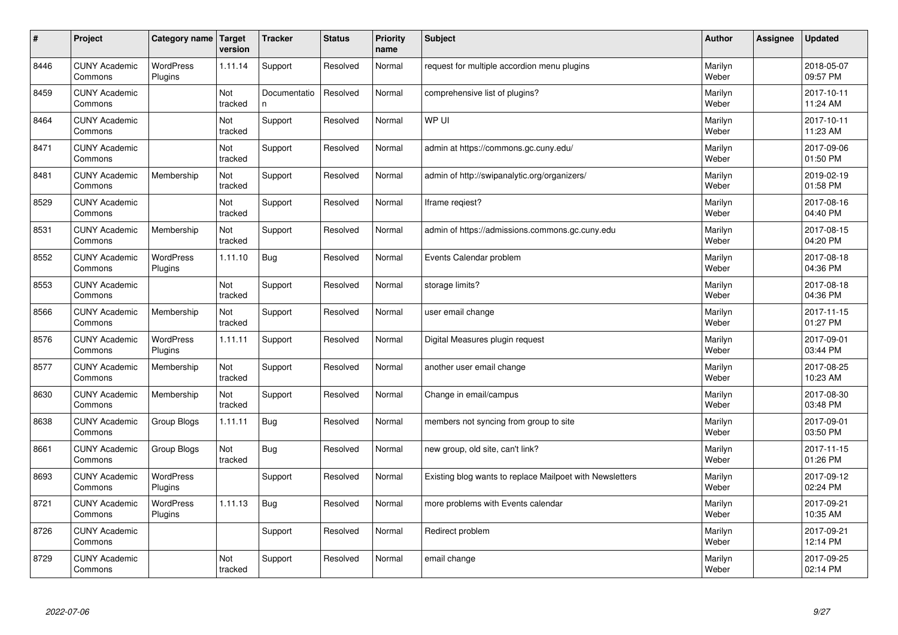| # | Project | Category name | Target version | Tracker | Status | Priority name | Subject | Author | Assignee | Updated |
|---|---|---|---|---|---|---|---|---|---|---|
| 8446 | CUNY Academic Commons | WordPress Plugins | 1.11.14 | Support | Resolved | Normal | request for multiple accordion menu plugins | Marilyn Weber | | 2018-05-07 09:57 PM |
| 8459 | CUNY Academic Commons | | Not tracked | Documentation | Resolved | Normal | comprehensive list of plugins? | Marilyn Weber | | 2017-10-11 11:24 AM |
| 8464 | CUNY Academic Commons | | Not tracked | Support | Resolved | Normal | WP UI | Marilyn Weber | | 2017-10-11 11:23 AM |
| 8471 | CUNY Academic Commons | | Not tracked | Support | Resolved | Normal | admin at https://commons.gc.cuny.edu/ | Marilyn Weber | | 2017-09-06 01:50 PM |
| 8481 | CUNY Academic Commons | Membership | Not tracked | Support | Resolved | Normal | admin of http://swipanalytic.org/organizers/ | Marilyn Weber | | 2019-02-19 01:58 PM |
| 8529 | CUNY Academic Commons | | Not tracked | Support | Resolved | Normal | Iframe reqiest? | Marilyn Weber | | 2017-08-16 04:40 PM |
| 8531 | CUNY Academic Commons | Membership | Not tracked | Support | Resolved | Normal | admin of https://admissions.commons.gc.cuny.edu | Marilyn Weber | | 2017-08-15 04:20 PM |
| 8552 | CUNY Academic Commons | WordPress Plugins | 1.11.10 | Bug | Resolved | Normal | Events Calendar problem | Marilyn Weber | | 2017-08-18 04:36 PM |
| 8553 | CUNY Academic Commons | | Not tracked | Support | Resolved | Normal | storage limits? | Marilyn Weber | | 2017-08-18 04:36 PM |
| 8566 | CUNY Academic Commons | Membership | Not tracked | Support | Resolved | Normal | user email change | Marilyn Weber | | 2017-11-15 01:27 PM |
| 8576 | CUNY Academic Commons | WordPress Plugins | 1.11.11 | Support | Resolved | Normal | Digital Measures plugin request | Marilyn Weber | | 2017-09-01 03:44 PM |
| 8577 | CUNY Academic Commons | Membership | Not tracked | Support | Resolved | Normal | another user email change | Marilyn Weber | | 2017-08-25 10:23 AM |
| 8630 | CUNY Academic Commons | Membership | Not tracked | Support | Resolved | Normal | Change in email/campus | Marilyn Weber | | 2017-08-30 03:48 PM |
| 8638 | CUNY Academic Commons | Group Blogs | 1.11.11 | Bug | Resolved | Normal | members not syncing from group to site | Marilyn Weber | | 2017-09-01 03:50 PM |
| 8661 | CUNY Academic Commons | Group Blogs | Not tracked | Bug | Resolved | Normal | new group, old site, can't link? | Marilyn Weber | | 2017-11-15 01:26 PM |
| 8693 | CUNY Academic Commons | WordPress Plugins | | Support | Resolved | Normal | Existing blog wants to replace Mailpoet with Newsletters | Marilyn Weber | | 2017-09-12 02:24 PM |
| 8721 | CUNY Academic Commons | WordPress Plugins | 1.11.13 | Bug | Resolved | Normal | more problems with Events calendar | Marilyn Weber | | 2017-09-21 10:35 AM |
| 8726 | CUNY Academic Commons | | | Support | Resolved | Normal | Redirect problem | Marilyn Weber | | 2017-09-21 12:14 PM |
| 8729 | CUNY Academic Commons | | Not tracked | Support | Resolved | Normal | email change | Marilyn Weber | | 2017-09-25 02:14 PM |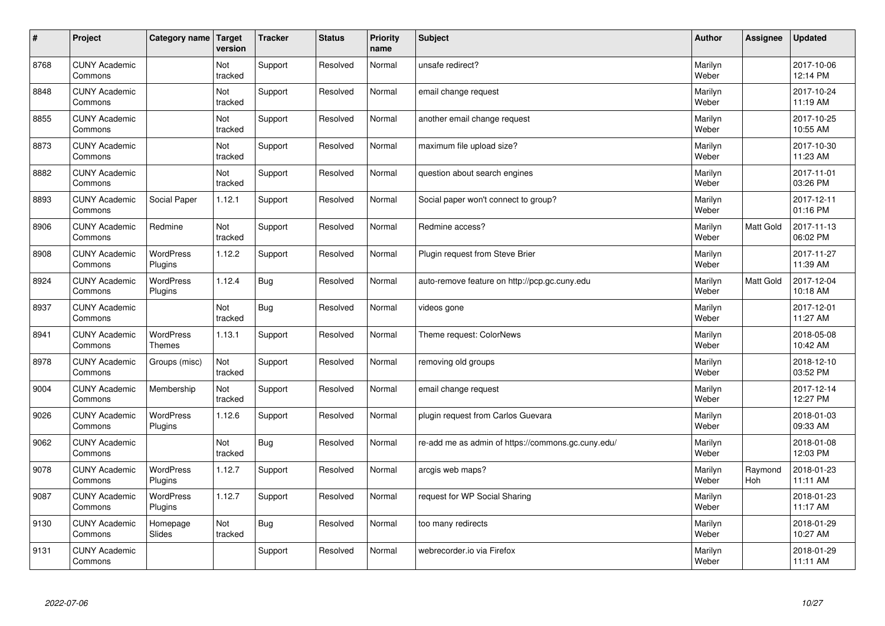| # | Project | Category name | Target version | Tracker | Status | Priority name | Subject | Author | Assignee | Updated |
|---|---|---|---|---|---|---|---|---|---|---|
| 8768 | CUNY Academic Commons | | Not tracked | Support | Resolved | Normal | unsafe redirect? | Marilyn Weber | | 2017-10-06 12:14 PM |
| 8848 | CUNY Academic Commons | | Not tracked | Support | Resolved | Normal | email change request | Marilyn Weber | | 2017-10-24 11:19 AM |
| 8855 | CUNY Academic Commons | | Not tracked | Support | Resolved | Normal | another email change request | Marilyn Weber | | 2017-10-25 10:55 AM |
| 8873 | CUNY Academic Commons | | Not tracked | Support | Resolved | Normal | maximum file upload size? | Marilyn Weber | | 2017-10-30 11:23 AM |
| 8882 | CUNY Academic Commons | | Not tracked | Support | Resolved | Normal | question about search engines | Marilyn Weber | | 2017-11-01 03:26 PM |
| 8893 | CUNY Academic Commons | Social Paper | 1.12.1 | Support | Resolved | Normal | Social paper won't connect to group? | Marilyn Weber | | 2017-12-11 01:16 PM |
| 8906 | CUNY Academic Commons | Redmine | Not tracked | Support | Resolved | Normal | Redmine access? | Marilyn Weber | Matt Gold | 2017-11-13 06:02 PM |
| 8908 | CUNY Academic Commons | WordPress Plugins | 1.12.2 | Support | Resolved | Normal | Plugin request from Steve Brier | Marilyn Weber | | 2017-11-27 11:39 AM |
| 8924 | CUNY Academic Commons | WordPress Plugins | 1.12.4 | Bug | Resolved | Normal | auto-remove feature on http://pcp.gc.cuny.edu | Marilyn Weber | Matt Gold | 2017-12-04 10:18 AM |
| 8937 | CUNY Academic Commons | | Not tracked | Bug | Resolved | Normal | videos gone | Marilyn Weber | | 2017-12-01 11:27 AM |
| 8941 | CUNY Academic Commons | WordPress Themes | 1.13.1 | Support | Resolved | Normal | Theme request: ColorNews | Marilyn Weber | | 2018-05-08 10:42 AM |
| 8978 | CUNY Academic Commons | Groups (misc) | Not tracked | Support | Resolved | Normal | removing old groups | Marilyn Weber | | 2018-12-10 03:52 PM |
| 9004 | CUNY Academic Commons | Membership | Not tracked | Support | Resolved | Normal | email change request | Marilyn Weber | | 2017-12-14 12:27 PM |
| 9026 | CUNY Academic Commons | WordPress Plugins | 1.12.6 | Support | Resolved | Normal | plugin request from Carlos Guevara | Marilyn Weber | | 2018-01-03 09:33 AM |
| 9062 | CUNY Academic Commons | | Not tracked | Bug | Resolved | Normal | re-add me as admin of https://commons.gc.cuny.edu/ | Marilyn Weber | | 2018-01-08 12:03 PM |
| 9078 | CUNY Academic Commons | WordPress Plugins | 1.12.7 | Support | Resolved | Normal | arcgis web maps? | Marilyn Weber | Raymond Hoh | 2018-01-23 11:11 AM |
| 9087 | CUNY Academic Commons | WordPress Plugins | 1.12.7 | Support | Resolved | Normal | request for WP Social Sharing | Marilyn Weber | | 2018-01-23 11:17 AM |
| 9130 | CUNY Academic Commons | Homepage Slides | Not tracked | Bug | Resolved | Normal | too many redirects | Marilyn Weber | | 2018-01-29 10:27 AM |
| 9131 | CUNY Academic Commons | | | Support | Resolved | Normal | webrecorder.io via Firefox | Marilyn Weber | | 2018-01-29 11:11 AM |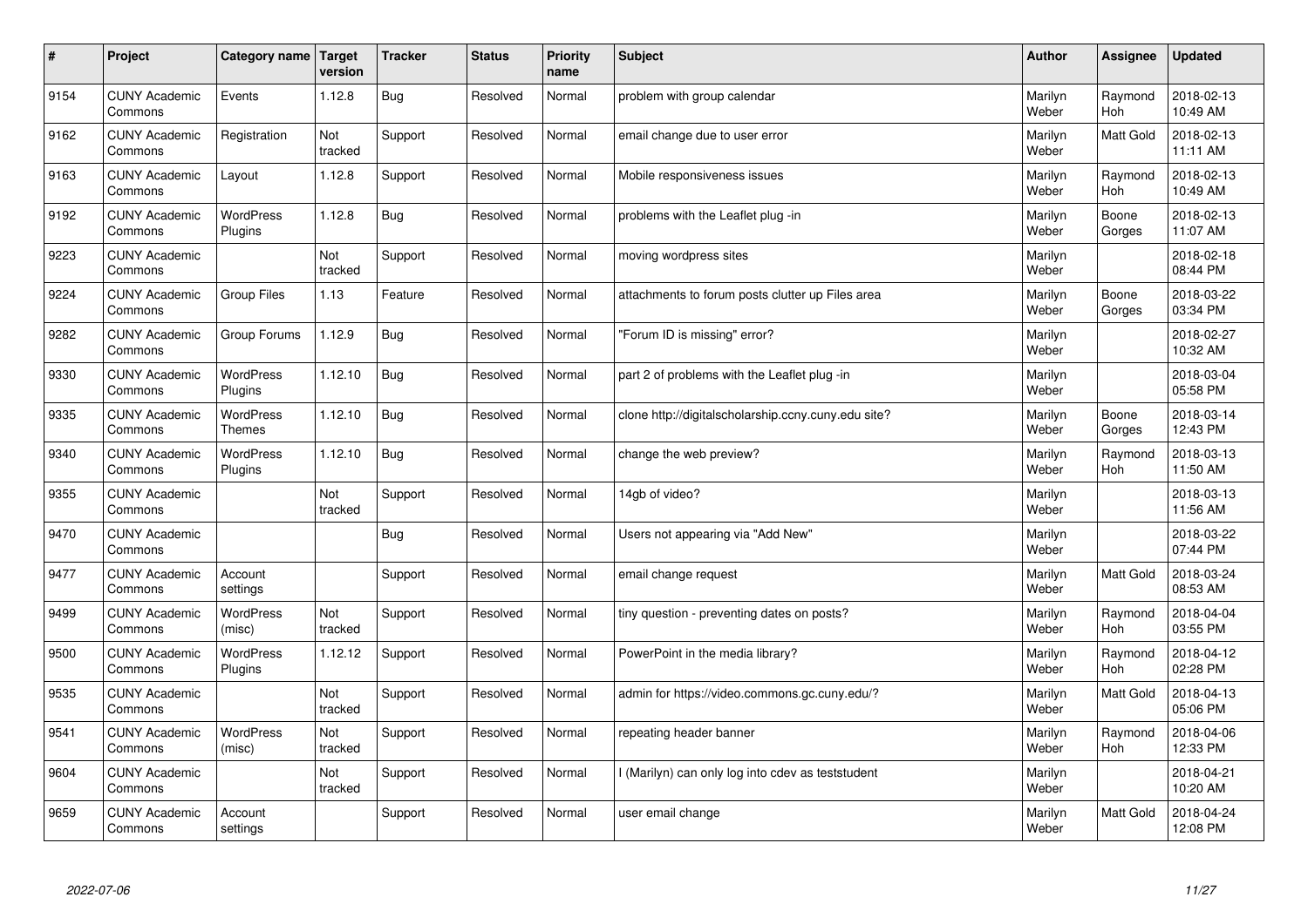| # | Project | Category name | Target version | Tracker | Status | Priority name | Subject | Author | Assignee | Updated |
|---|---|---|---|---|---|---|---|---|---|---|
| 9154 | CUNY Academic Commons | Events | 1.12.8 | Bug | Resolved | Normal | problem with group calendar | Marilyn Weber | Raymond Hoh | 2018-02-13 10:49 AM |
| 9162 | CUNY Academic Commons | Registration | Not tracked | Support | Resolved | Normal | email change due to user error | Marilyn Weber | Matt Gold | 2018-02-13 11:11 AM |
| 9163 | CUNY Academic Commons | Layout | 1.12.8 | Support | Resolved | Normal | Mobile responsiveness issues | Marilyn Weber | Raymond Hoh | 2018-02-13 10:49 AM |
| 9192 | CUNY Academic Commons | WordPress Plugins | 1.12.8 | Bug | Resolved | Normal | problems with the Leaflet plug -in | Marilyn Weber | Boone Gorges | 2018-02-13 11:07 AM |
| 9223 | CUNY Academic Commons | | Not tracked | Support | Resolved | Normal | moving wordpress sites | Marilyn Weber | | 2018-02-18 08:44 PM |
| 9224 | CUNY Academic Commons | Group Files | 1.13 | Feature | Resolved | Normal | attachments to forum posts clutter up Files area | Marilyn Weber | Boone Gorges | 2018-03-22 03:34 PM |
| 9282 | CUNY Academic Commons | Group Forums | 1.12.9 | Bug | Resolved | Normal | "Forum ID is missing" error? | Marilyn Weber | | 2018-02-27 10:32 AM |
| 9330 | CUNY Academic Commons | WordPress Plugins | 1.12.10 | Bug | Resolved | Normal | part 2 of problems with the Leaflet plug -in | Marilyn Weber | | 2018-03-04 05:58 PM |
| 9335 | CUNY Academic Commons | WordPress Themes | 1.12.10 | Bug | Resolved | Normal | clone http://digitalscholarship.ccny.cuny.edu site? | Marilyn Weber | Boone Gorges | 2018-03-14 12:43 PM |
| 9340 | CUNY Academic Commons | WordPress Plugins | 1.12.10 | Bug | Resolved | Normal | change the web preview? | Marilyn Weber | Raymond Hoh | 2018-03-13 11:50 AM |
| 9355 | CUNY Academic Commons | | Not tracked | Support | Resolved | Normal | 14gb of video? | Marilyn Weber | | 2018-03-13 11:56 AM |
| 9470 | CUNY Academic Commons | | | Bug | Resolved | Normal | Users not appearing via "Add New" | Marilyn Weber | | 2018-03-22 07:44 PM |
| 9477 | CUNY Academic Commons | Account settings | | Support | Resolved | Normal | email change request | Marilyn Weber | Matt Gold | 2018-03-24 08:53 AM |
| 9499 | CUNY Academic Commons | WordPress (misc) | Not tracked | Support | Resolved | Normal | tiny question - preventing dates on posts? | Marilyn Weber | Raymond Hoh | 2018-04-04 03:55 PM |
| 9500 | CUNY Academic Commons | WordPress Plugins | 1.12.12 | Support | Resolved | Normal | PowerPoint in the media library? | Marilyn Weber | Raymond Hoh | 2018-04-12 02:28 PM |
| 9535 | CUNY Academic Commons | | Not tracked | Support | Resolved | Normal | admin for https://video.commons.gc.cuny.edu/? | Marilyn Weber | Matt Gold | 2018-04-13 05:06 PM |
| 9541 | CUNY Academic Commons | WordPress (misc) | Not tracked | Support | Resolved | Normal | repeating header banner | Marilyn Weber | Raymond Hoh | 2018-04-06 12:33 PM |
| 9604 | CUNY Academic Commons | | Not tracked | Support | Resolved | Normal | I (Marilyn) can only log into cdev as teststudent | Marilyn Weber | | 2018-04-21 10:20 AM |
| 9659 | CUNY Academic Commons | Account settings | | Support | Resolved | Normal | user email change | Marilyn Weber | Matt Gold | 2018-04-24 12:08 PM |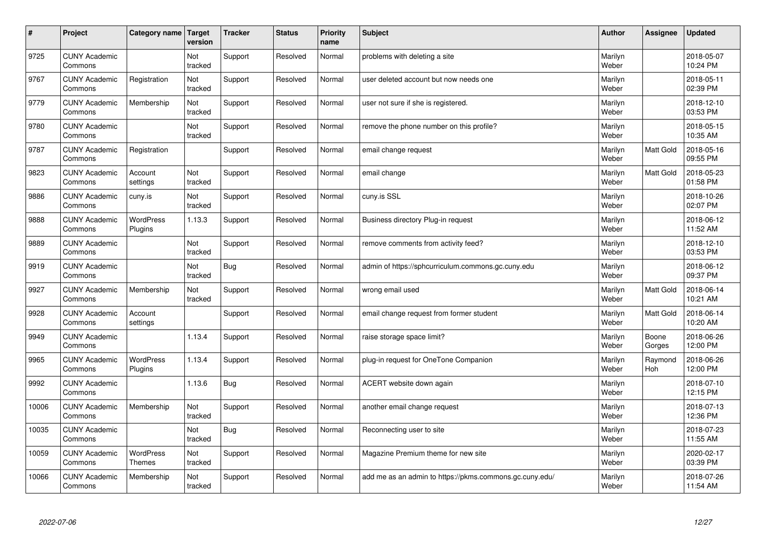| # | Project | Category name | Target version | Tracker | Status | Priority name | Subject | Author | Assignee | Updated |
|---|---|---|---|---|---|---|---|---|---|---|
| 9725 | CUNY Academic Commons | | Not tracked | Support | Resolved | Normal | problems with deleting a site | Marilyn Weber | | 2018-05-07 10:24 PM |
| 9767 | CUNY Academic Commons | Registration | Not tracked | Support | Resolved | Normal | user deleted account but now needs one | Marilyn Weber | | 2018-05-11 02:39 PM |
| 9779 | CUNY Academic Commons | Membership | Not tracked | Support | Resolved | Normal | user not sure if she is registered. | Marilyn Weber | | 2018-12-10 03:53 PM |
| 9780 | CUNY Academic Commons | | Not tracked | Support | Resolved | Normal | remove the phone number on this profile? | Marilyn Weber | | 2018-05-15 10:35 AM |
| 9787 | CUNY Academic Commons | Registration | | Support | Resolved | Normal | email change request | Marilyn Weber | Matt Gold | 2018-05-16 09:55 PM |
| 9823 | CUNY Academic Commons | Account settings | Not tracked | Support | Resolved | Normal | email change | Marilyn Weber | Matt Gold | 2018-05-23 01:58 PM |
| 9886 | CUNY Academic Commons | cuny.is | Not tracked | Support | Resolved | Normal | cuny.is SSL | Marilyn Weber | | 2018-10-26 02:07 PM |
| 9888 | CUNY Academic Commons | WordPress Plugins | 1.13.3 | Support | Resolved | Normal | Business directory Plug-in request | Marilyn Weber | | 2018-06-12 11:52 AM |
| 9889 | CUNY Academic Commons | | Not tracked | Support | Resolved | Normal | remove comments from activity feed? | Marilyn Weber | | 2018-12-10 03:53 PM |
| 9919 | CUNY Academic Commons | | Not tracked | Bug | Resolved | Normal | admin of https://sphcurriculum.commons.gc.cuny.edu | Marilyn Weber | | 2018-06-12 09:37 PM |
| 9927 | CUNY Academic Commons | Membership | Not tracked | Support | Resolved | Normal | wrong email used | Marilyn Weber | Matt Gold | 2018-06-14 10:21 AM |
| 9928 | CUNY Academic Commons | Account settings | | Support | Resolved | Normal | email change request from former student | Marilyn Weber | Matt Gold | 2018-06-14 10:20 AM |
| 9949 | CUNY Academic Commons | | 1.13.4 | Support | Resolved | Normal | raise storage space limit? | Marilyn Weber | Boone Gorges | 2018-06-26 12:00 PM |
| 9965 | CUNY Academic Commons | WordPress Plugins | 1.13.4 | Support | Resolved | Normal | plug-in request for OneTone Companion | Marilyn Weber | Raymond Hoh | 2018-06-26 12:00 PM |
| 9992 | CUNY Academic Commons | | 1.13.6 | Bug | Resolved | Normal | ACERT website down again | Marilyn Weber | | 2018-07-10 12:15 PM |
| 10006 | CUNY Academic Commons | Membership | Not tracked | Support | Resolved | Normal | another email change request | Marilyn Weber | | 2018-07-13 12:36 PM |
| 10035 | CUNY Academic Commons | | Not tracked | Bug | Resolved | Normal | Reconnecting user to site | Marilyn Weber | | 2018-07-23 11:55 AM |
| 10059 | CUNY Academic Commons | WordPress Themes | Not tracked | Support | Resolved | Normal | Magazine Premium theme for new site | Marilyn Weber | | 2020-02-17 03:39 PM |
| 10066 | CUNY Academic Commons | Membership | Not tracked | Support | Resolved | Normal | add me as an admin to https://pkms.commons.gc.cuny.edu/ | Marilyn Weber | | 2018-07-26 11:54 AM |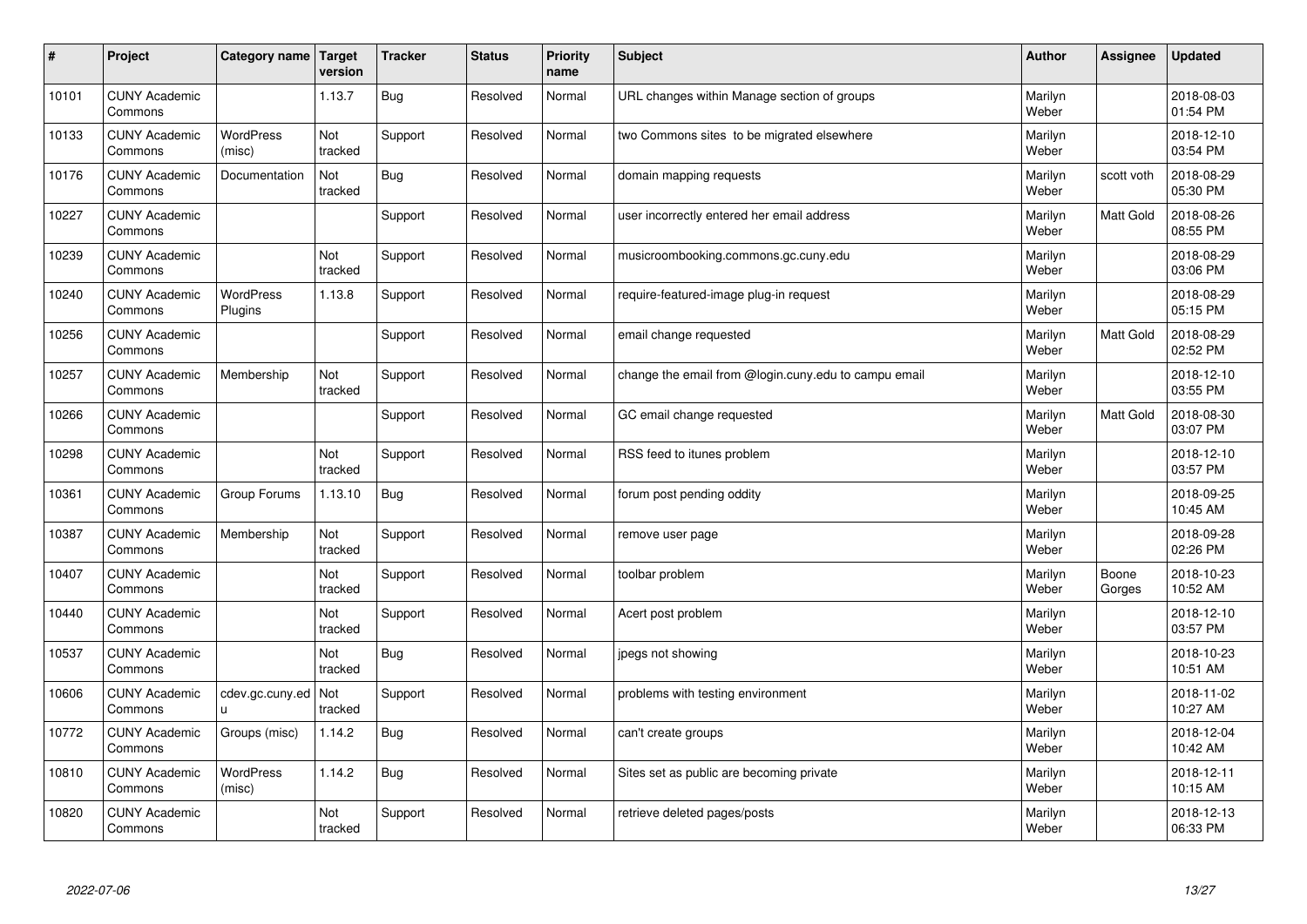| # | Project | Category name | Target version | Tracker | Status | Priority name | Subject | Author | Assignee | Updated |
|---|---|---|---|---|---|---|---|---|---|---|
| 10101 | CUNY Academic Commons | | 1.13.7 | Bug | Resolved | Normal | URL changes within Manage section of groups | Marilyn Weber | | 2018-08-03 01:54 PM |
| 10133 | CUNY Academic Commons | WordPress (misc) | Not tracked | Support | Resolved | Normal | two Commons sites to be migrated elsewhere | Marilyn Weber | | 2018-12-10 03:54 PM |
| 10176 | CUNY Academic Commons | Documentation | Not tracked | Bug | Resolved | Normal | domain mapping requests | Marilyn Weber | scott voth | 2018-08-29 05:30 PM |
| 10227 | CUNY Academic Commons | | | Support | Resolved | Normal | user incorrectly entered her email address | Marilyn Weber | Matt Gold | 2018-08-26 08:55 PM |
| 10239 | CUNY Academic Commons | | Not tracked | Support | Resolved | Normal | musicroombooking.commons.gc.cuny.edu | Marilyn Weber | | 2018-08-29 03:06 PM |
| 10240 | CUNY Academic Commons | WordPress Plugins | 1.13.8 | Support | Resolved | Normal | require-featured-image plug-in request | Marilyn Weber | | 2018-08-29 05:15 PM |
| 10256 | CUNY Academic Commons | | | Support | Resolved | Normal | email change requested | Marilyn Weber | Matt Gold | 2018-08-29 02:52 PM |
| 10257 | CUNY Academic Commons | Membership | Not tracked | Support | Resolved | Normal | change the email from @login.cuny.edu to campu email | Marilyn Weber | | 2018-12-10 03:55 PM |
| 10266 | CUNY Academic Commons | | | Support | Resolved | Normal | GC email change requested | Marilyn Weber | Matt Gold | 2018-08-30 03:07 PM |
| 10298 | CUNY Academic Commons | | Not tracked | Support | Resolved | Normal | RSS feed to itunes problem | Marilyn Weber | | 2018-12-10 03:57 PM |
| 10361 | CUNY Academic Commons | Group Forums | 1.13.10 | Bug | Resolved | Normal | forum post pending oddity | Marilyn Weber | | 2018-09-25 10:45 AM |
| 10387 | CUNY Academic Commons | Membership | Not tracked | Support | Resolved | Normal | remove user page | Marilyn Weber | | 2018-09-28 02:26 PM |
| 10407 | CUNY Academic Commons | | Not tracked | Support | Resolved | Normal | toolbar problem | Marilyn Weber | Boone Gorges | 2018-10-23 10:52 AM |
| 10440 | CUNY Academic Commons | | Not tracked | Support | Resolved | Normal | Acert post problem | Marilyn Weber | | 2018-12-10 03:57 PM |
| 10537 | CUNY Academic Commons | | Not tracked | Bug | Resolved | Normal | jpegs not showing | Marilyn Weber | | 2018-10-23 10:51 AM |
| 10606 | CUNY Academic Commons | cdev.gc.cuny.edu | Not tracked | Support | Resolved | Normal | problems with testing environment | Marilyn Weber | | 2018-11-02 10:27 AM |
| 10772 | CUNY Academic Commons | Groups (misc) | 1.14.2 | Bug | Resolved | Normal | can't create groups | Marilyn Weber | | 2018-12-04 10:42 AM |
| 10810 | CUNY Academic Commons | WordPress (misc) | 1.14.2 | Bug | Resolved | Normal | Sites set as public are becoming private | Marilyn Weber | | 2018-12-11 10:15 AM |
| 10820 | CUNY Academic Commons | | Not tracked | Support | Resolved | Normal | retrieve deleted pages/posts | Marilyn Weber | | 2018-12-13 06:33 PM |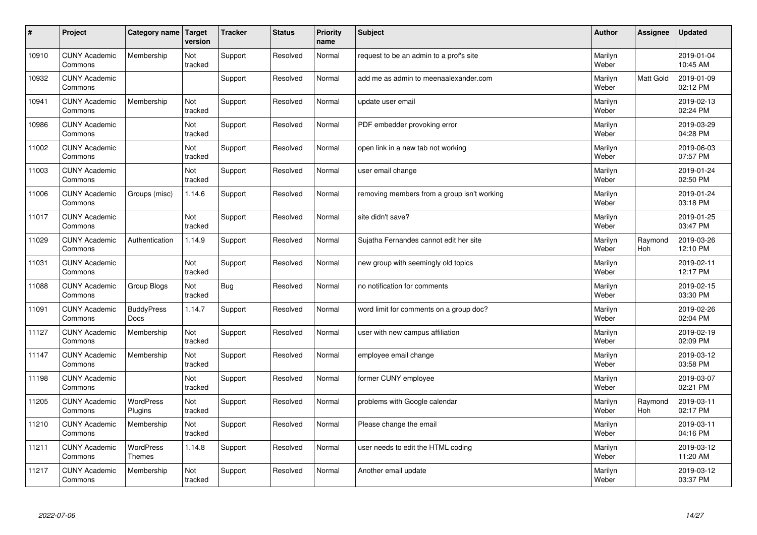| # | Project | Category name | Target version | Tracker | Status | Priority name | Subject | Author | Assignee | Updated |
|---|---|---|---|---|---|---|---|---|---|---|
| 10910 | CUNY Academic Commons | Membership | Not tracked | Support | Resolved | Normal | request to be an admin to a prof's site | Marilyn Weber | | 2019-01-04 10:45 AM |
| 10932 | CUNY Academic Commons | | | Support | Resolved | Normal | add me as admin to meenaalexander.com | Marilyn Weber | Matt Gold | 2019-01-09 02:12 PM |
| 10941 | CUNY Academic Commons | Membership | Not tracked | Support | Resolved | Normal | update user email | Marilyn Weber | | 2019-02-13 02:24 PM |
| 10986 | CUNY Academic Commons | | Not tracked | Support | Resolved | Normal | PDF embedder provoking error | Marilyn Weber | | 2019-03-29 04:28 PM |
| 11002 | CUNY Academic Commons | | Not tracked | Support | Resolved | Normal | open link in a new tab not working | Marilyn Weber | | 2019-06-03 07:57 PM |
| 11003 | CUNY Academic Commons | | Not tracked | Support | Resolved | Normal | user email change | Marilyn Weber | | 2019-01-24 02:50 PM |
| 11006 | CUNY Academic Commons | Groups (misc) | 1.14.6 | Support | Resolved | Normal | removing members from a group isn't working | Marilyn Weber | | 2019-01-24 03:18 PM |
| 11017 | CUNY Academic Commons | | Not tracked | Support | Resolved | Normal | site didn't save? | Marilyn Weber | | 2019-01-25 03:47 PM |
| 11029 | CUNY Academic Commons | Authentication | 1.14.9 | Support | Resolved | Normal | Sujatha Fernandes cannot edit her site | Marilyn Weber | Raymond Hoh | 2019-03-26 12:10 PM |
| 11031 | CUNY Academic Commons | | Not tracked | Support | Resolved | Normal | new group with seemingly old topics | Marilyn Weber | | 2019-02-11 12:17 PM |
| 11088 | CUNY Academic Commons | Group Blogs | Not tracked | Bug | Resolved | Normal | no notification for comments | Marilyn Weber | | 2019-02-15 03:30 PM |
| 11091 | CUNY Academic Commons | BuddyPress Docs | 1.14.7 | Support | Resolved | Normal | word limit for comments on a group doc? | Marilyn Weber | | 2019-02-26 02:04 PM |
| 11127 | CUNY Academic Commons | Membership | Not tracked | Support | Resolved | Normal | user with new campus affiliation | Marilyn Weber | | 2019-02-19 02:09 PM |
| 11147 | CUNY Academic Commons | Membership | Not tracked | Support | Resolved | Normal | employee email change | Marilyn Weber | | 2019-03-12 03:58 PM |
| 11198 | CUNY Academic Commons | | Not tracked | Support | Resolved | Normal | former CUNY employee | Marilyn Weber | | 2019-03-07 02:21 PM |
| 11205 | CUNY Academic Commons | WordPress Plugins | Not tracked | Support | Resolved | Normal | problems with Google calendar | Marilyn Weber | Raymond Hoh | 2019-03-11 02:17 PM |
| 11210 | CUNY Academic Commons | Membership | Not tracked | Support | Resolved | Normal | Please change the email | Marilyn Weber | | 2019-03-11 04:16 PM |
| 11211 | CUNY Academic Commons | WordPress Themes | 1.14.8 | Support | Resolved | Normal | user needs to edit the HTML coding | Marilyn Weber | | 2019-03-12 11:20 AM |
| 11217 | CUNY Academic Commons | Membership | Not tracked | Support | Resolved | Normal | Another email update | Marilyn Weber | | 2019-03-12 03:37 PM |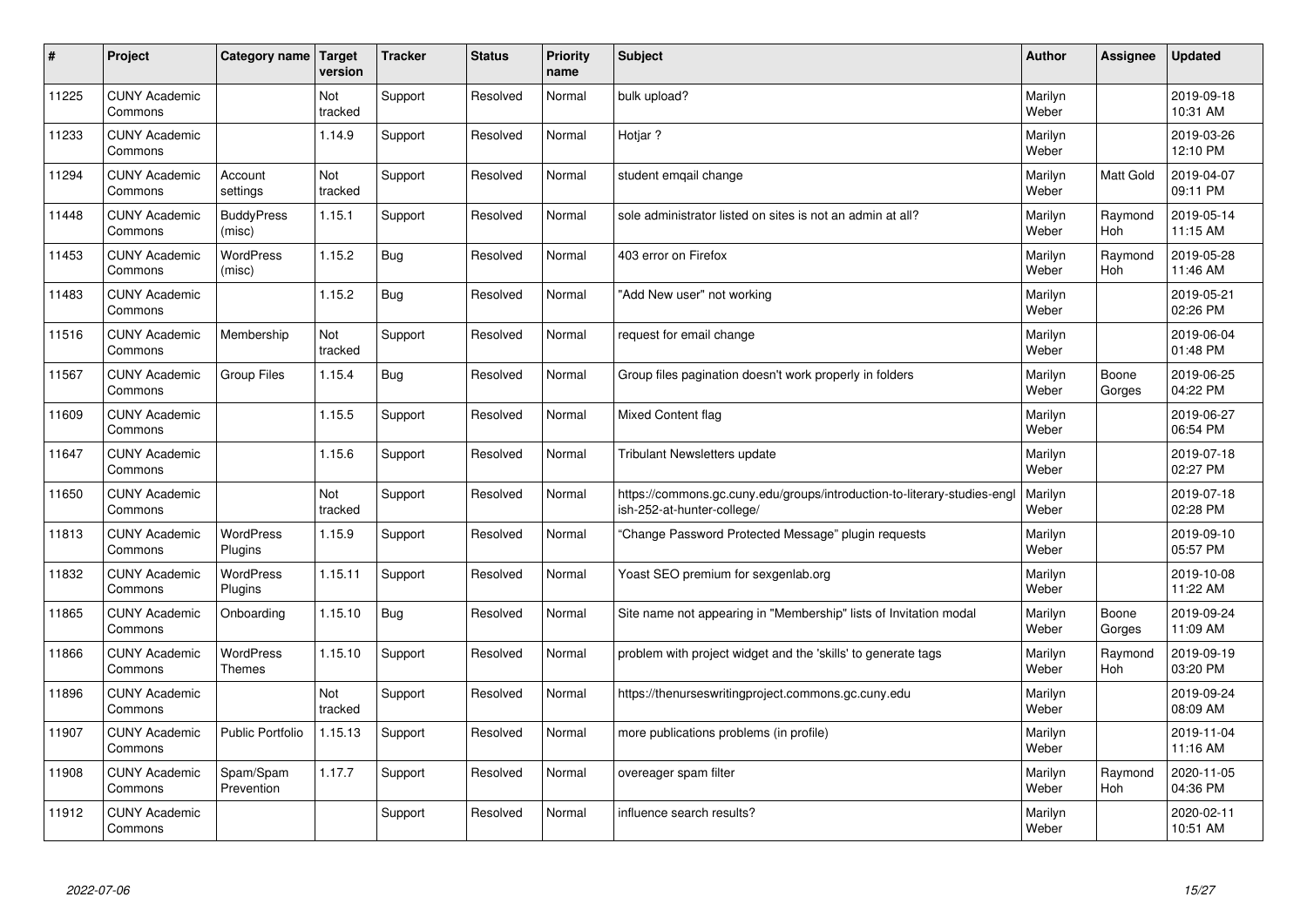| # | Project | Category name | Target version | Tracker | Status | Priority name | Subject | Author | Assignee | Updated |
|---|---|---|---|---|---|---|---|---|---|---|
| 11225 | CUNY Academic Commons | | Not tracked | Support | Resolved | Normal | bulk upload? | Marilyn Weber | | 2019-09-18 10:31 AM |
| 11233 | CUNY Academic Commons | | 1.14.9 | Support | Resolved | Normal | Hotjar ? | Marilyn Weber | | 2019-03-26 12:10 PM |
| 11294 | CUNY Academic Commons | Account settings | Not tracked | Support | Resolved | Normal | student emqail change | Marilyn Weber | Matt Gold | 2019-04-07 09:11 PM |
| 11448 | CUNY Academic Commons | BuddyPress (misc) | 1.15.1 | Support | Resolved | Normal | sole administrator listed on sites is not an admin at all? | Marilyn Weber | Raymond Hoh | 2019-05-14 11:15 AM |
| 11453 | CUNY Academic Commons | WordPress (misc) | 1.15.2 | Bug | Resolved | Normal | 403 error on Firefox | Marilyn Weber | Raymond Hoh | 2019-05-28 11:46 AM |
| 11483 | CUNY Academic Commons | | 1.15.2 | Bug | Resolved | Normal | "Add New user" not working | Marilyn Weber | | 2019-05-21 02:26 PM |
| 11516 | CUNY Academic Commons | Membership | Not tracked | Support | Resolved | Normal | request for email change | Marilyn Weber | | 2019-06-04 01:48 PM |
| 11567 | CUNY Academic Commons | Group Files | 1.15.4 | Bug | Resolved | Normal | Group files pagination doesn't work properly in folders | Marilyn Weber | Boone Gorges | 2019-06-25 04:22 PM |
| 11609 | CUNY Academic Commons | | 1.15.5 | Support | Resolved | Normal | Mixed Content flag | Marilyn Weber | | 2019-06-27 06:54 PM |
| 11647 | CUNY Academic Commons | | 1.15.6 | Support | Resolved | Normal | Tribulant Newsletters update | Marilyn Weber | | 2019-07-18 02:27 PM |
| 11650 | CUNY Academic Commons | | Not tracked | Support | Resolved | Normal | https://commons.gc.cuny.edu/groups/introduction-to-literary-studies-english-252-at-hunter-college/ | Marilyn Weber | | 2019-07-18 02:28 PM |
| 11813 | CUNY Academic Commons | WordPress Plugins | 1.15.9 | Support | Resolved | Normal | "Change Password Protected Message" plugin requests | Marilyn Weber | | 2019-09-10 05:57 PM |
| 11832 | CUNY Academic Commons | WordPress Plugins | 1.15.11 | Support | Resolved | Normal | Yoast SEO premium for sexgenlab.org | Marilyn Weber | | 2019-10-08 11:22 AM |
| 11865 | CUNY Academic Commons | Onboarding | 1.15.10 | Bug | Resolved | Normal | Site name not appearing in "Membership" lists of Invitation modal | Marilyn Weber | Boone Gorges | 2019-09-24 11:09 AM |
| 11866 | CUNY Academic Commons | WordPress Themes | 1.15.10 | Support | Resolved | Normal | problem with project widget and the 'skills' to generate tags | Marilyn Weber | Raymond Hoh | 2019-09-19 03:20 PM |
| 11896 | CUNY Academic Commons | | Not tracked | Support | Resolved | Normal | https://thenurseswritingproject.commons.gc.cuny.edu | Marilyn Weber | | 2019-09-24 08:09 AM |
| 11907 | CUNY Academic Commons | Public Portfolio | 1.15.13 | Support | Resolved | Normal | more publications problems (in profile) | Marilyn Weber | | 2019-11-04 11:16 AM |
| 11908 | CUNY Academic Commons | Spam/Spam Prevention | 1.17.7 | Support | Resolved | Normal | overeager spam filter | Marilyn Weber | Raymond Hoh | 2020-11-05 04:36 PM |
| 11912 | CUNY Academic Commons | | | Support | Resolved | Normal | influence search results? | Marilyn Weber | | 2020-02-11 10:51 AM |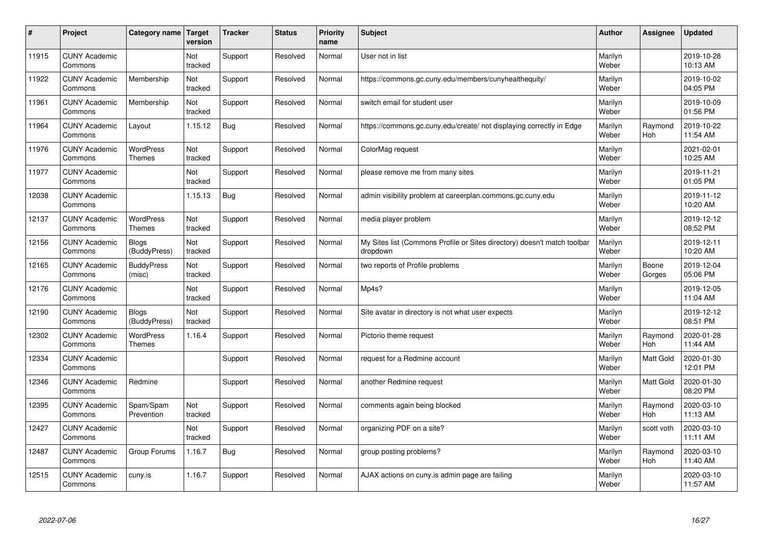| # | Project | Category name | Target version | Tracker | Status | Priority name | Subject | Author | Assignee | Updated |
|---|---|---|---|---|---|---|---|---|---|---|
| 11915 | CUNY Academic Commons | | Not tracked | Support | Resolved | Normal | User not in list | Marilyn Weber | | 2019-10-28 10:13 AM |
| 11922 | CUNY Academic Commons | Membership | Not tracked | Support | Resolved | Normal | https://commons.gc.cuny.edu/members/cunyhealthequity/ | Marilyn Weber | | 2019-10-02 04:05 PM |
| 11961 | CUNY Academic Commons | Membership | Not tracked | Support | Resolved | Normal | switch email for student user | Marilyn Weber | | 2019-10-09 01:56 PM |
| 11964 | CUNY Academic Commons | Layout | 1.15.12 | Bug | Resolved | Normal | https://commons.gc.cuny.edu/create/ not displaying correctly in Edge | Marilyn Weber | Raymond Hoh | 2019-10-22 11:54 AM |
| 11976 | CUNY Academic Commons | WordPress Themes | Not tracked | Support | Resolved | Normal | ColorMag request | Marilyn Weber | | 2021-02-01 10:25 AM |
| 11977 | CUNY Academic Commons | | Not tracked | Support | Resolved | Normal | please remove me from many sites | Marilyn Weber | | 2019-11-21 01:05 PM |
| 12038 | CUNY Academic Commons | | 1.15.13 | Bug | Resolved | Normal | admin visibility problem at careerplan.commons.gc.cuny.edu | Marilyn Weber | | 2019-11-12 10:20 AM |
| 12137 | CUNY Academic Commons | WordPress Themes | Not tracked | Support | Resolved | Normal | media player problem | Marilyn Weber | | 2019-12-12 08:52 PM |
| 12156 | CUNY Academic Commons | Blogs (BuddyPress) | Not tracked | Support | Resolved | Normal | My Sites list (Commons Profile or Sites directory) doesn't match toolbar dropdown | Marilyn Weber | | 2019-12-11 10:20 AM |
| 12165 | CUNY Academic Commons | BuddyPress (misc) | Not tracked | Support | Resolved | Normal | two reports of Profile problems | Marilyn Weber | Boone Gorges | 2019-12-04 05:06 PM |
| 12176 | CUNY Academic Commons | | Not tracked | Support | Resolved | Normal | Mp4s? | Marilyn Weber | | 2019-12-05 11:04 AM |
| 12190 | CUNY Academic Commons | Blogs (BuddyPress) | Not tracked | Support | Resolved | Normal | Site avatar in directory is not what user expects | Marilyn Weber | | 2019-12-12 08:51 PM |
| 12302 | CUNY Academic Commons | WordPress Themes | 1.16.4 | Support | Resolved | Normal | Pictorio theme request | Marilyn Weber | Raymond Hoh | 2020-01-28 11:44 AM |
| 12334 | CUNY Academic Commons | | | Support | Resolved | Normal | request for a Redmine account | Marilyn Weber | Matt Gold | 2020-01-30 12:01 PM |
| 12346 | CUNY Academic Commons | Redmine | | Support | Resolved | Normal | another Redmine request | Marilyn Weber | Matt Gold | 2020-01-30 08:20 PM |
| 12395 | CUNY Academic Commons | Spam/Spam Prevention | Not tracked | Support | Resolved | Normal | comments again being blocked | Marilyn Weber | Raymond Hoh | 2020-03-10 11:13 AM |
| 12427 | CUNY Academic Commons | | Not tracked | Support | Resolved | Normal | organizing PDF on a site? | Marilyn Weber | scott voth | 2020-03-10 11:11 AM |
| 12487 | CUNY Academic Commons | Group Forums | 1.16.7 | Bug | Resolved | Normal | group posting problems? | Marilyn Weber | Raymond Hoh | 2020-03-10 11:40 AM |
| 12515 | CUNY Academic Commons | cuny.is | 1.16.7 | Support | Resolved | Normal | AJAX actions on cuny.is admin page are failing | Marilyn Weber | | 2020-03-10 11:57 AM |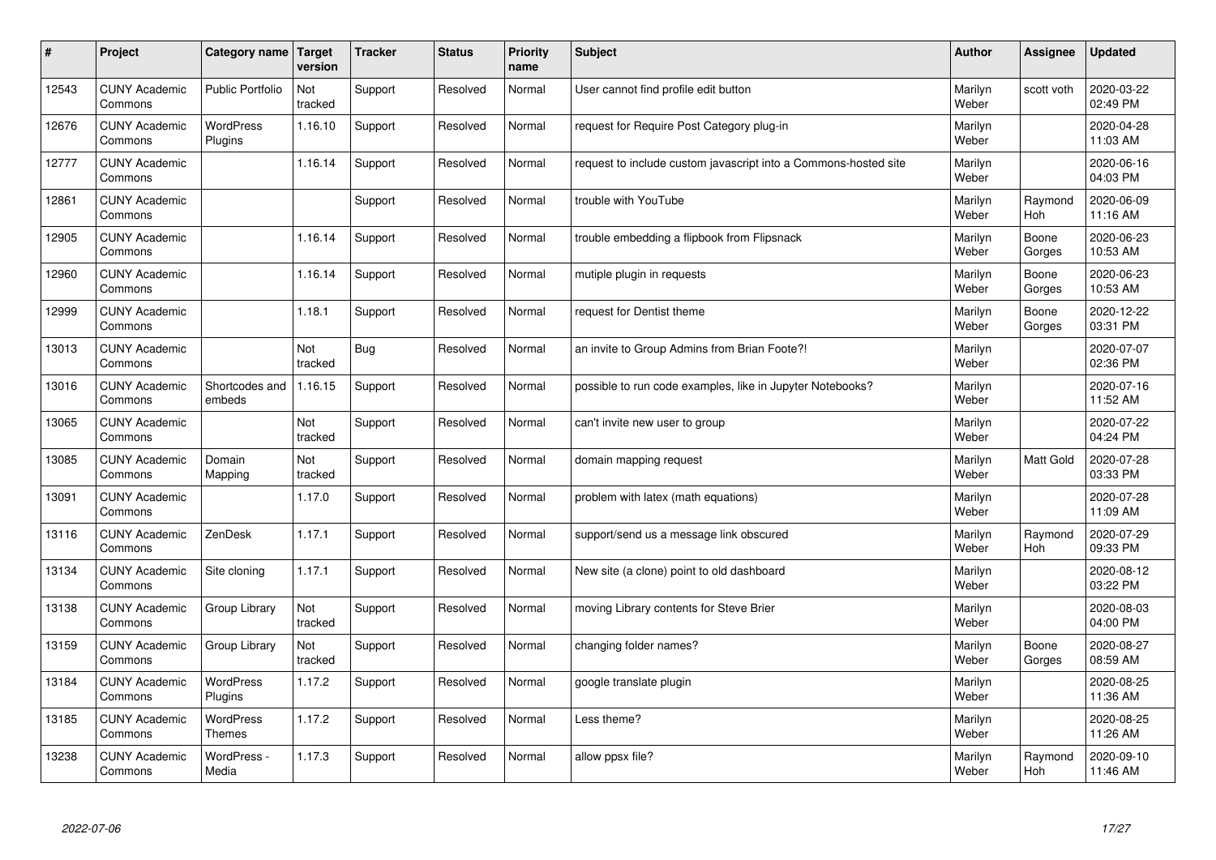| # | Project | Category name | Target version | Tracker | Status | Priority name | Subject | Author | Assignee | Updated |
|---|---|---|---|---|---|---|---|---|---|---|
| 12543 | CUNY Academic Commons | Public Portfolio | Not tracked | Support | Resolved | Normal | User cannot find profile edit button | Marilyn Weber | scott voth | 2020-03-22 02:49 PM |
| 12676 | CUNY Academic Commons | WordPress Plugins | 1.16.10 | Support | Resolved | Normal | request for Require Post Category plug-in | Marilyn Weber | | 2020-04-28 11:03 AM |
| 12777 | CUNY Academic Commons | | 1.16.14 | Support | Resolved | Normal | request to include custom javascript into a Commons-hosted site | Marilyn Weber | | 2020-06-16 04:03 PM |
| 12861 | CUNY Academic Commons | | | Support | Resolved | Normal | trouble with YouTube | Marilyn Weber | Raymond Hoh | 2020-06-09 11:16 AM |
| 12905 | CUNY Academic Commons | | 1.16.14 | Support | Resolved | Normal | trouble embedding a flipbook from Flipsnack | Marilyn Weber | Boone Gorges | 2020-06-23 10:53 AM |
| 12960 | CUNY Academic Commons | | 1.16.14 | Support | Resolved | Normal | mutiple plugin in requests | Marilyn Weber | Boone Gorges | 2020-06-23 10:53 AM |
| 12999 | CUNY Academic Commons | | 1.18.1 | Support | Resolved | Normal | request for Dentist theme | Marilyn Weber | Boone Gorges | 2020-12-22 03:31 PM |
| 13013 | CUNY Academic Commons | | Not tracked | Bug | Resolved | Normal | an invite to Group Admins from Brian Foote?! | Marilyn Weber | | 2020-07-07 02:36 PM |
| 13016 | CUNY Academic Commons | Shortcodes and embeds | 1.16.15 | Support | Resolved | Normal | possible to run code examples, like in Jupyter Notebooks? | Marilyn Weber | | 2020-07-16 11:52 AM |
| 13065 | CUNY Academic Commons | | Not tracked | Support | Resolved | Normal | can't invite new user to group | Marilyn Weber | | 2020-07-22 04:24 PM |
| 13085 | CUNY Academic Commons | Domain Mapping | Not tracked | Support | Resolved | Normal | domain mapping request | Marilyn Weber | Matt Gold | 2020-07-28 03:33 PM |
| 13091 | CUNY Academic Commons | | 1.17.0 | Support | Resolved | Normal | problem with latex (math equations) | Marilyn Weber | | 2020-07-28 11:09 AM |
| 13116 | CUNY Academic Commons | ZenDesk | 1.17.1 | Support | Resolved | Normal | support/send us a message link obscured | Marilyn Weber | Raymond Hoh | 2020-07-29 09:33 PM |
| 13134 | CUNY Academic Commons | Site cloning | 1.17.1 | Support | Resolved | Normal | New site (a clone) point to old dashboard | Marilyn Weber | | 2020-08-12 03:22 PM |
| 13138 | CUNY Academic Commons | Group Library | Not tracked | Support | Resolved | Normal | moving Library contents for Steve Brier | Marilyn Weber | | 2020-08-03 04:00 PM |
| 13159 | CUNY Academic Commons | Group Library | Not tracked | Support | Resolved | Normal | changing folder names? | Marilyn Weber | Boone Gorges | 2020-08-27 08:59 AM |
| 13184 | CUNY Academic Commons | WordPress Plugins | 1.17.2 | Support | Resolved | Normal | google translate plugin | Marilyn Weber | | 2020-08-25 11:36 AM |
| 13185 | CUNY Academic Commons | WordPress Themes | 1.17.2 | Support | Resolved | Normal | Less theme? | Marilyn Weber | | 2020-08-25 11:26 AM |
| 13238 | CUNY Academic Commons | WordPress - Media | 1.17.3 | Support | Resolved | Normal | allow ppsx file? | Marilyn Weber | Raymond Hoh | 2020-09-10 11:46 AM |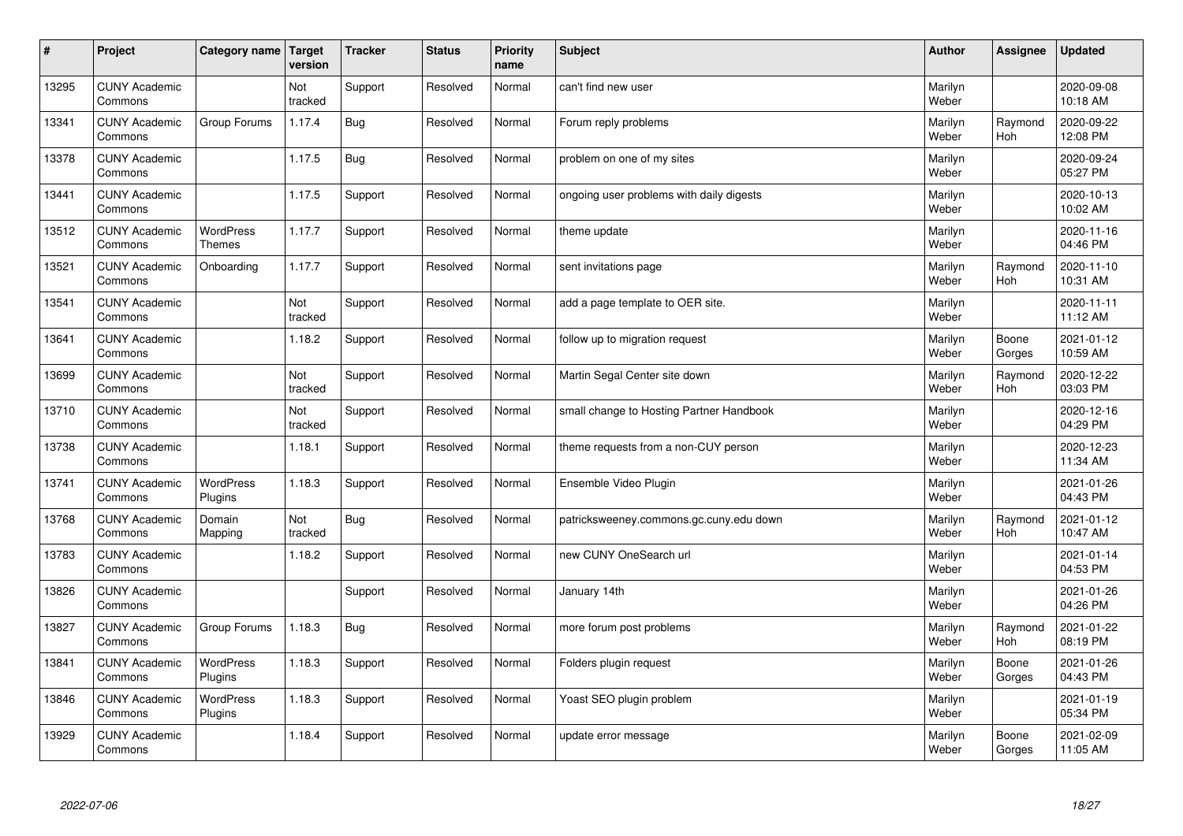| # | Project | Category name | Target version | Tracker | Status | Priority name | Subject | Author | Assignee | Updated |
|---|---|---|---|---|---|---|---|---|---|---|
| 13295 | CUNY Academic Commons | | Not tracked | Support | Resolved | Normal | can't find new user | Marilyn Weber | | 2020-09-08 10:18 AM |
| 13341 | CUNY Academic Commons | Group Forums | 1.17.4 | Bug | Resolved | Normal | Forum reply problems | Marilyn Weber | Raymond Hoh | 2020-09-22 12:08 PM |
| 13378 | CUNY Academic Commons | | 1.17.5 | Bug | Resolved | Normal | problem on one of my sites | Marilyn Weber | | 2020-09-24 05:27 PM |
| 13441 | CUNY Academic Commons | | 1.17.5 | Support | Resolved | Normal | ongoing user problems with daily digests | Marilyn Weber | | 2020-10-13 10:02 AM |
| 13512 | CUNY Academic Commons | WordPress Themes | 1.17.7 | Support | Resolved | Normal | theme update | Marilyn Weber | | 2020-11-16 04:46 PM |
| 13521 | CUNY Academic Commons | Onboarding | 1.17.7 | Support | Resolved | Normal | sent invitations page | Marilyn Weber | Raymond Hoh | 2020-11-10 10:31 AM |
| 13541 | CUNY Academic Commons | | Not tracked | Support | Resolved | Normal | add a page template to OER site. | Marilyn Weber | | 2020-11-11 11:12 AM |
| 13641 | CUNY Academic Commons | | 1.18.2 | Support | Resolved | Normal | follow up to migration request | Marilyn Weber | Boone Gorges | 2021-01-12 10:59 AM |
| 13699 | CUNY Academic Commons | | Not tracked | Support | Resolved | Normal | Martin Segal Center site down | Marilyn Weber | Raymond Hoh | 2020-12-22 03:03 PM |
| 13710 | CUNY Academic Commons | | Not tracked | Support | Resolved | Normal | small change to Hosting Partner Handbook | Marilyn Weber | | 2020-12-16 04:29 PM |
| 13738 | CUNY Academic Commons | | 1.18.1 | Support | Resolved | Normal | theme requests from a non-CUY person | Marilyn Weber | | 2020-12-23 11:34 AM |
| 13741 | CUNY Academic Commons | WordPress Plugins | 1.18.3 | Support | Resolved | Normal | Ensemble Video Plugin | Marilyn Weber | | 2021-01-26 04:43 PM |
| 13768 | CUNY Academic Commons | Domain Mapping | Not tracked | Bug | Resolved | Normal | patricksweeney.commons.gc.cuny.edu down | Marilyn Weber | Raymond Hoh | 2021-01-12 10:47 AM |
| 13783 | CUNY Academic Commons | | 1.18.2 | Support | Resolved | Normal | new CUNY OneSearch url | Marilyn Weber | | 2021-01-14 04:53 PM |
| 13826 | CUNY Academic Commons | | | Support | Resolved | Normal | January 14th | Marilyn Weber | | 2021-01-26 04:26 PM |
| 13827 | CUNY Academic Commons | Group Forums | 1.18.3 | Bug | Resolved | Normal | more forum post problems | Marilyn Weber | Raymond Hoh | 2021-01-22 08:19 PM |
| 13841 | CUNY Academic Commons | WordPress Plugins | 1.18.3 | Support | Resolved | Normal | Folders plugin request | Marilyn Weber | Boone Gorges | 2021-01-26 04:43 PM |
| 13846 | CUNY Academic Commons | WordPress Plugins | 1.18.3 | Support | Resolved | Normal | Yoast SEO plugin problem | Marilyn Weber | | 2021-01-19 05:34 PM |
| 13929 | CUNY Academic Commons | | 1.18.4 | Support | Resolved | Normal | update error message | Marilyn Weber | Boone Gorges | 2021-02-09 11:05 AM |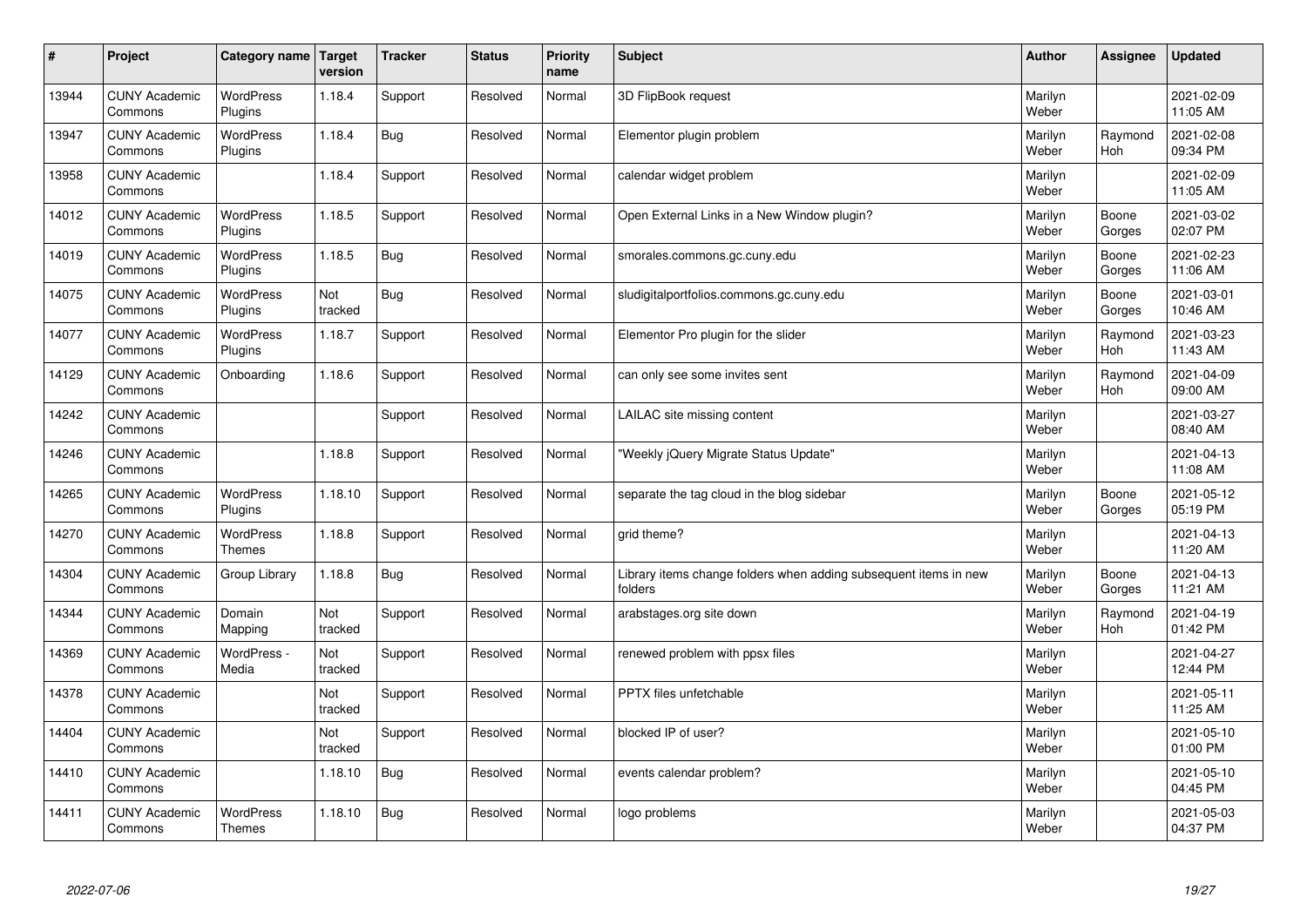| # | Project | Category name | Target version | Tracker | Status | Priority name | Subject | Author | Assignee | Updated |
|---|---|---|---|---|---|---|---|---|---|---|
| 13944 | CUNY Academic Commons | WordPress Plugins | 1.18.4 | Support | Resolved | Normal | 3D FlipBook request | Marilyn Weber | | 2021-02-09 11:05 AM |
| 13947 | CUNY Academic Commons | WordPress Plugins | 1.18.4 | Bug | Resolved | Normal | Elementor plugin problem | Marilyn Weber | Raymond Hoh | 2021-02-08 09:34 PM |
| 13958 | CUNY Academic Commons | | 1.18.4 | Support | Resolved | Normal | calendar widget problem | Marilyn Weber | | 2021-02-09 11:05 AM |
| 14012 | CUNY Academic Commons | WordPress Plugins | 1.18.5 | Support | Resolved | Normal | Open External Links in a New Window plugin? | Marilyn Weber | Boone Gorges | 2021-03-02 02:07 PM |
| 14019 | CUNY Academic Commons | WordPress Plugins | 1.18.5 | Bug | Resolved | Normal | smorales.commons.gc.cuny.edu | Marilyn Weber | Boone Gorges | 2021-02-23 11:06 AM |
| 14075 | CUNY Academic Commons | WordPress Plugins | Not tracked | Bug | Resolved | Normal | sludigitalportfolios.commons.gc.cuny.edu | Marilyn Weber | Boone Gorges | 2021-03-01 10:46 AM |
| 14077 | CUNY Academic Commons | WordPress Plugins | 1.18.7 | Support | Resolved | Normal | Elementor Pro plugin for the slider | Marilyn Weber | Raymond Hoh | 2021-03-23 11:43 AM |
| 14129 | CUNY Academic Commons | Onboarding | 1.18.6 | Support | Resolved | Normal | can only see some invites sent | Marilyn Weber | Raymond Hoh | 2021-04-09 09:00 AM |
| 14242 | CUNY Academic Commons | | | Support | Resolved | Normal | LAILAC site missing content | Marilyn Weber | | 2021-03-27 08:40 AM |
| 14246 | CUNY Academic Commons | | 1.18.8 | Support | Resolved | Normal | "Weekly jQuery Migrate Status Update" | Marilyn Weber | | 2021-04-13 11:08 AM |
| 14265 | CUNY Academic Commons | WordPress Plugins | 1.18.10 | Support | Resolved | Normal | separate the tag cloud in the blog sidebar | Marilyn Weber | Boone Gorges | 2021-05-12 05:19 PM |
| 14270 | CUNY Academic Commons | WordPress Themes | 1.18.8 | Support | Resolved | Normal | grid theme? | Marilyn Weber | | 2021-04-13 11:20 AM |
| 14304 | CUNY Academic Commons | Group Library | 1.18.8 | Bug | Resolved | Normal | Library items change folders when adding subsequent items in new folders | Marilyn Weber | Boone Gorges | 2021-04-13 11:21 AM |
| 14344 | CUNY Academic Commons | Domain Mapping | Not tracked | Support | Resolved | Normal | arabstages.org site down | Marilyn Weber | Raymond Hoh | 2021-04-19 01:42 PM |
| 14369 | CUNY Academic Commons | WordPress - Media | Not tracked | Support | Resolved | Normal | renewed problem with ppsx files | Marilyn Weber | | 2021-04-27 12:44 PM |
| 14378 | CUNY Academic Commons | | Not tracked | Support | Resolved | Normal | PPTX files unfetchable | Marilyn Weber | | 2021-05-11 11:25 AM |
| 14404 | CUNY Academic Commons | | Not tracked | Support | Resolved | Normal | blocked IP of user? | Marilyn Weber | | 2021-05-10 01:00 PM |
| 14410 | CUNY Academic Commons | | 1.18.10 | Bug | Resolved | Normal | events calendar problem? | Marilyn Weber | | 2021-05-10 04:45 PM |
| 14411 | CUNY Academic Commons | WordPress Themes | 1.18.10 | Bug | Resolved | Normal | logo problems | Marilyn Weber | | 2021-05-03 04:37 PM |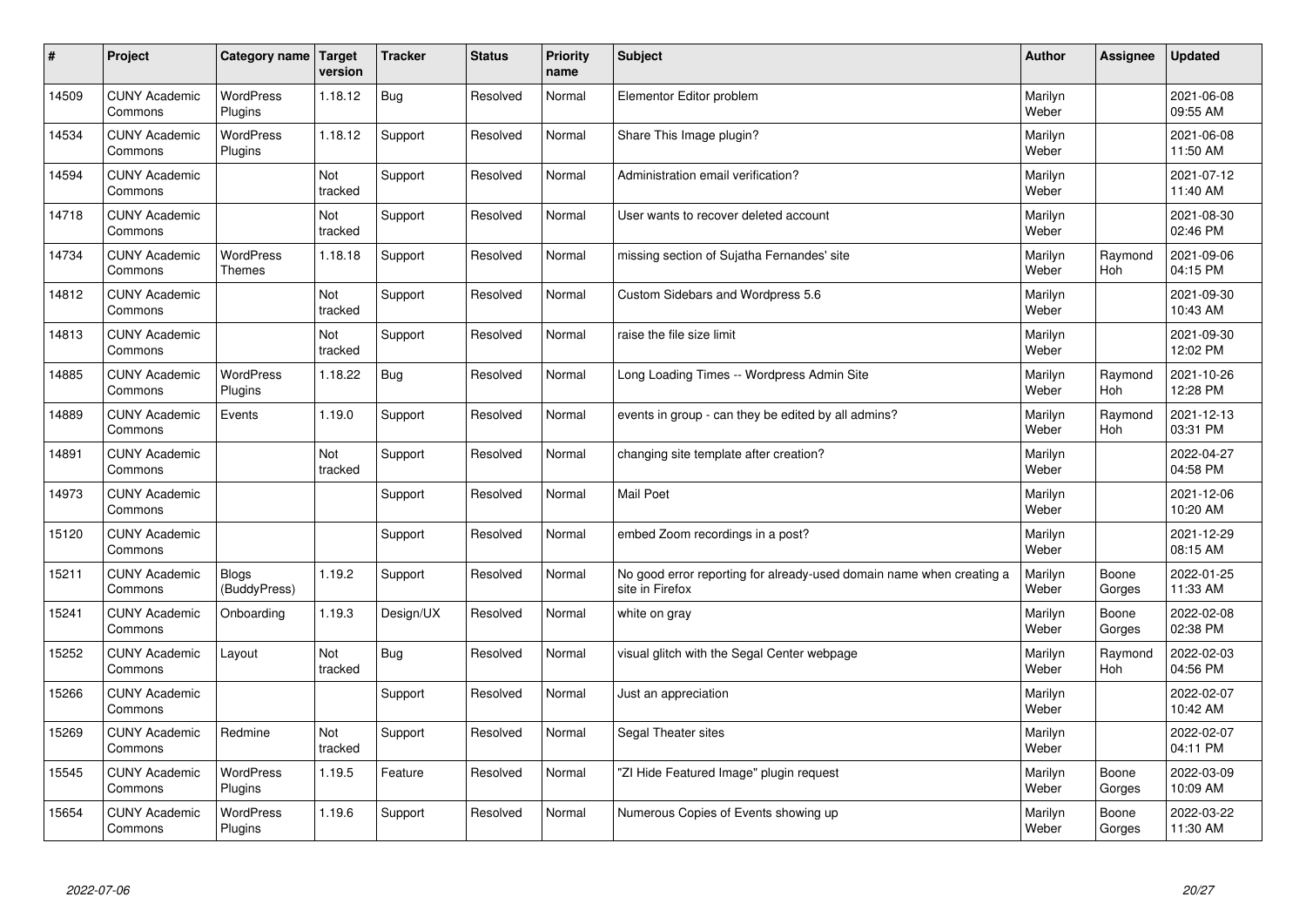| # | Project | Category name | Target version | Tracker | Status | Priority name | Subject | Author | Assignee | Updated |
|---|---|---|---|---|---|---|---|---|---|---|
| 14509 | CUNY Academic Commons | WordPress Plugins | 1.18.12 | Bug | Resolved | Normal | Elementor Editor problem | Marilyn Weber | | 2021-06-08 09:55 AM |
| 14534 | CUNY Academic Commons | WordPress Plugins | 1.18.12 | Support | Resolved | Normal | Share This Image plugin? | Marilyn Weber | | 2021-06-08 11:50 AM |
| 14594 | CUNY Academic Commons | | Not tracked | Support | Resolved | Normal | Administration email verification? | Marilyn Weber | | 2021-07-12 11:40 AM |
| 14718 | CUNY Academic Commons | | Not tracked | Support | Resolved | Normal | User wants to recover deleted account | Marilyn Weber | | 2021-08-30 02:46 PM |
| 14734 | CUNY Academic Commons | WordPress Themes | 1.18.18 | Support | Resolved | Normal | missing section of Sujatha Fernandes' site | Marilyn Weber | Raymond Hoh | 2021-09-06 04:15 PM |
| 14812 | CUNY Academic Commons | | Not tracked | Support | Resolved | Normal | Custom Sidebars and Wordpress 5.6 | Marilyn Weber | | 2021-09-30 10:43 AM |
| 14813 | CUNY Academic Commons | | Not tracked | Support | Resolved | Normal | raise the file size limit | Marilyn Weber | | 2021-09-30 12:02 PM |
| 14885 | CUNY Academic Commons | WordPress Plugins | 1.18.22 | Bug | Resolved | Normal | Long Loading Times -- Wordpress Admin Site | Marilyn Weber | Raymond Hoh | 2021-10-26 12:28 PM |
| 14889 | CUNY Academic Commons | Events | 1.19.0 | Support | Resolved | Normal | events in group - can they be edited by all admins? | Marilyn Weber | Raymond Hoh | 2021-12-13 03:31 PM |
| 14891 | CUNY Academic Commons | | Not tracked | Support | Resolved | Normal | changing site template after creation? | Marilyn Weber | | 2022-04-27 04:58 PM |
| 14973 | CUNY Academic Commons | | | Support | Resolved | Normal | Mail Poet | Marilyn Weber | | 2021-12-06 10:20 AM |
| 15120 | CUNY Academic Commons | | | Support | Resolved | Normal | embed Zoom recordings in a post? | Marilyn Weber | | 2021-12-29 08:15 AM |
| 15211 | CUNY Academic Commons | Blogs (BuddyPress) | 1.19.2 | Support | Resolved | Normal | No good error reporting for already-used domain name when creating a site in Firefox | Marilyn Weber | Boone Gorges | 2022-01-25 11:33 AM |
| 15241 | CUNY Academic Commons | Onboarding | 1.19.3 | Design/UX | Resolved | Normal | white on gray | Marilyn Weber | Boone Gorges | 2022-02-08 02:38 PM |
| 15252 | CUNY Academic Commons | Layout | Not tracked | Bug | Resolved | Normal | visual glitch with the Segal Center webpage | Marilyn Weber | Raymond Hoh | 2022-02-03 04:56 PM |
| 15266 | CUNY Academic Commons | | | Support | Resolved | Normal | Just an appreciation | Marilyn Weber | | 2022-02-07 10:42 AM |
| 15269 | CUNY Academic Commons | Redmine | Not tracked | Support | Resolved | Normal | Segal Theater sites | Marilyn Weber | | 2022-02-07 04:11 PM |
| 15545 | CUNY Academic Commons | WordPress Plugins | 1.19.5 | Feature | Resolved | Normal | "ZI Hide Featured Image" plugin request | Marilyn Weber | Boone Gorges | 2022-03-09 10:09 AM |
| 15654 | CUNY Academic Commons | WordPress Plugins | 1.19.6 | Support | Resolved | Normal | Numerous Copies of Events showing up | Marilyn Weber | Boone Gorges | 2022-03-22 11:30 AM |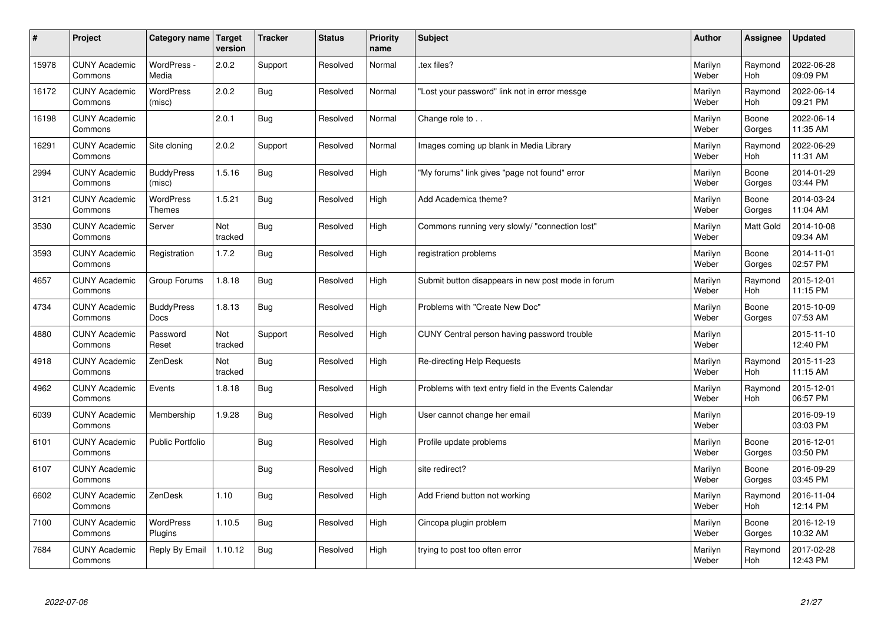| # | Project | Category name | Target version | Tracker | Status | Priority name | Subject | Author | Assignee | Updated |
|---|---|---|---|---|---|---|---|---|---|---|
| 15978 | CUNY Academic Commons | WordPress - Media | 2.0.2 | Support | Resolved | Normal | .tex files? | Marilyn Weber | Raymond Hoh | 2022-06-28 09:09 PM |
| 16172 | CUNY Academic Commons | WordPress (misc) | 2.0.2 | Bug | Resolved | Normal | "Lost your password" link not in error messge | Marilyn Weber | Raymond Hoh | 2022-06-14 09:21 PM |
| 16198 | CUNY Academic Commons | | 2.0.1 | Bug | Resolved | Normal | Change role to . . | Marilyn Weber | Boone Gorges | 2022-06-14 11:35 AM |
| 16291 | CUNY Academic Commons | Site cloning | 2.0.2 | Support | Resolved | Normal | Images coming up blank in Media Library | Marilyn Weber | Raymond Hoh | 2022-06-29 11:31 AM |
| 2994 | CUNY Academic Commons | BuddyPress (misc) | 1.5.16 | Bug | Resolved | High | "My forums" link gives "page not found" error | Marilyn Weber | Boone Gorges | 2014-01-29 03:44 PM |
| 3121 | CUNY Academic Commons | WordPress Themes | 1.5.21 | Bug | Resolved | High | Add Academica theme? | Marilyn Weber | Boone Gorges | 2014-03-24 11:04 AM |
| 3530 | CUNY Academic Commons | Server | Not tracked | Bug | Resolved | High | Commons running very slowly/ "connection lost" | Marilyn Weber | Matt Gold | 2014-10-08 09:34 AM |
| 3593 | CUNY Academic Commons | Registration | 1.7.2 | Bug | Resolved | High | registration problems | Marilyn Weber | Boone Gorges | 2014-11-01 02:57 PM |
| 4657 | CUNY Academic Commons | Group Forums | 1.8.18 | Bug | Resolved | High | Submit button disappears in new post mode in forum | Marilyn Weber | Raymond Hoh | 2015-12-01 11:15 PM |
| 4734 | CUNY Academic Commons | BuddyPress Docs | 1.8.13 | Bug | Resolved | High | Problems with "Create New Doc" | Marilyn Weber | Boone Gorges | 2015-10-09 07:53 AM |
| 4880 | CUNY Academic Commons | Password Reset | Not tracked | Support | Resolved | High | CUNY Central person having password trouble | Marilyn Weber | | 2015-11-10 12:40 PM |
| 4918 | CUNY Academic Commons | ZenDesk | Not tracked | Bug | Resolved | High | Re-directing Help Requests | Marilyn Weber | Raymond Hoh | 2015-11-23 11:15 AM |
| 4962 | CUNY Academic Commons | Events | 1.8.18 | Bug | Resolved | High | Problems with text entry field in the Events Calendar | Marilyn Weber | Raymond Hoh | 2015-12-01 06:57 PM |
| 6039 | CUNY Academic Commons | Membership | 1.9.28 | Bug | Resolved | High | User cannot change her email | Marilyn Weber | | 2016-09-19 03:03 PM |
| 6101 | CUNY Academic Commons | Public Portfolio | | Bug | Resolved | High | Profile update problems | Marilyn Weber | Boone Gorges | 2016-12-01 03:50 PM |
| 6107 | CUNY Academic Commons | | | Bug | Resolved | High | site redirect? | Marilyn Weber | Boone Gorges | 2016-09-29 03:45 PM |
| 6602 | CUNY Academic Commons | ZenDesk | 1.10 | Bug | Resolved | High | Add Friend button not working | Marilyn Weber | Raymond Hoh | 2016-11-04 12:14 PM |
| 7100 | CUNY Academic Commons | WordPress Plugins | 1.10.5 | Bug | Resolved | High | Cincopa plugin problem | Marilyn Weber | Boone Gorges | 2016-12-19 10:32 AM |
| 7684 | CUNY Academic Commons | Reply By Email | 1.10.12 | Bug | Resolved | High | trying to post too often error | Marilyn Weber | Raymond Hoh | 2017-02-28 12:43 PM |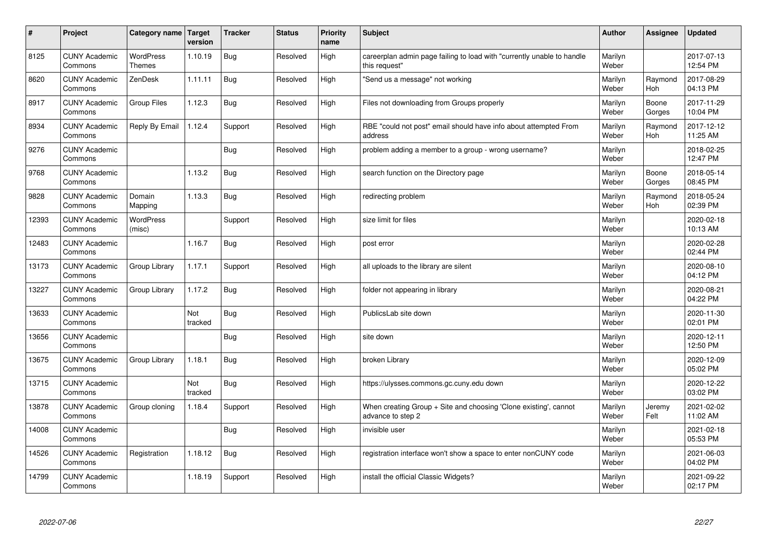| # | Project | Category name | Target version | Tracker | Status | Priority name | Subject | Author | Assignee | Updated |
|---|---|---|---|---|---|---|---|---|---|---|
| 8125 | CUNY Academic Commons | WordPress Themes | 1.10.19 | Bug | Resolved | High | careerplan admin page failing to load with "currently unable to handle this request" | Marilyn Weber | | 2017-07-13 12:54 PM |
| 8620 | CUNY Academic Commons | ZenDesk | 1.11.11 | Bug | Resolved | High | "Send us a message" not working | Marilyn Weber | Raymond Hoh | 2017-08-29 04:13 PM |
| 8917 | CUNY Academic Commons | Group Files | 1.12.3 | Bug | Resolved | High | Files not downloading from Groups properly | Marilyn Weber | Boone Gorges | 2017-11-29 10:04 PM |
| 8934 | CUNY Academic Commons | Reply By Email | 1.12.4 | Support | Resolved | High | RBE "could not post" email should have info about attempted From address | Marilyn Weber | Raymond Hoh | 2017-12-12 11:25 AM |
| 9276 | CUNY Academic Commons | | | Bug | Resolved | High | problem adding a member to a group - wrong username? | Marilyn Weber | | 2018-02-25 12:47 PM |
| 9768 | CUNY Academic Commons | | 1.13.2 | Bug | Resolved | High | search function on the Directory page | Marilyn Weber | Boone Gorges | 2018-05-14 08:45 PM |
| 9828 | CUNY Academic Commons | Domain Mapping | 1.13.3 | Bug | Resolved | High | redirecting problem | Marilyn Weber | Raymond Hoh | 2018-05-24 02:39 PM |
| 12393 | CUNY Academic Commons | WordPress (misc) | | Support | Resolved | High | size limit for files | Marilyn Weber | | 2020-02-18 10:13 AM |
| 12483 | CUNY Academic Commons | | 1.16.7 | Bug | Resolved | High | post error | Marilyn Weber | | 2020-02-28 02:44 PM |
| 13173 | CUNY Academic Commons | Group Library | 1.17.1 | Support | Resolved | High | all uploads to the library are silent | Marilyn Weber | | 2020-08-10 04:12 PM |
| 13227 | CUNY Academic Commons | Group Library | 1.17.2 | Bug | Resolved | High | folder not appearing in library | Marilyn Weber | | 2020-08-21 04:22 PM |
| 13633 | CUNY Academic Commons | | Not tracked | Bug | Resolved | High | PublicsLab site down | Marilyn Weber | | 2020-11-30 02:01 PM |
| 13656 | CUNY Academic Commons | | | Bug | Resolved | High | site down | Marilyn Weber | | 2020-12-11 12:50 PM |
| 13675 | CUNY Academic Commons | Group Library | 1.18.1 | Bug | Resolved | High | broken Library | Marilyn Weber | | 2020-12-09 05:02 PM |
| 13715 | CUNY Academic Commons | | Not tracked | Bug | Resolved | High | https://ulysses.commons.gc.cuny.edu down | Marilyn Weber | | 2020-12-22 03:02 PM |
| 13878 | CUNY Academic Commons | Group cloning | 1.18.4 | Support | Resolved | High | When creating Group + Site and choosing 'Clone existing', cannot advance to step 2 | Marilyn Weber | Jeremy Felt | 2021-02-02 11:02 AM |
| 14008 | CUNY Academic Commons | | | Bug | Resolved | High | invisible user | Marilyn Weber | | 2021-02-18 05:53 PM |
| 14526 | CUNY Academic Commons | Registration | 1.18.12 | Bug | Resolved | High | registration interface won't show a space to enter nonCUNY code | Marilyn Weber | | 2021-06-03 04:02 PM |
| 14799 | CUNY Academic Commons | | 1.18.19 | Support | Resolved | High | install the official Classic Widgets? | Marilyn Weber | | 2021-09-22 02:17 PM |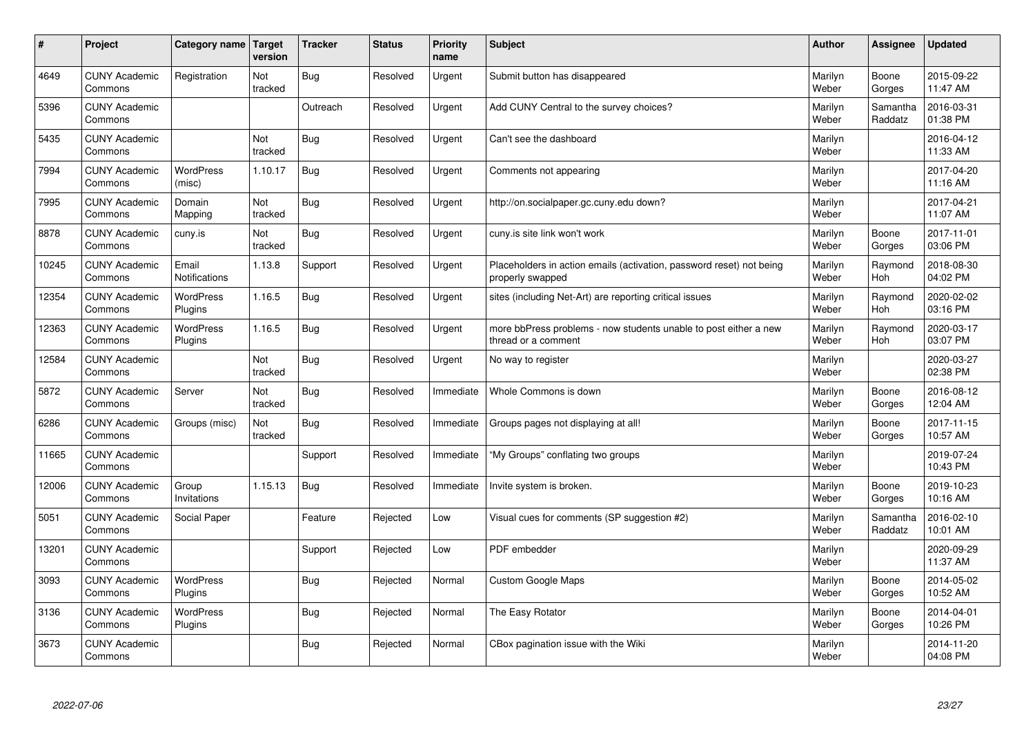| # | Project | Category name | Target version | Tracker | Status | Priority name | Subject | Author | Assignee | Updated |
|---|---|---|---|---|---|---|---|---|---|---|
| 4649 | CUNY Academic Commons | Registration | Not tracked | Bug | Resolved | Urgent | Submit button has disappeared | Marilyn Weber | Boone Gorges | 2015-09-22 11:47 AM |
| 5396 | CUNY Academic Commons | | | Outreach | Resolved | Urgent | Add CUNY Central to the survey choices? | Marilyn Weber | Samantha Raddatz | 2016-03-31 01:38 PM |
| 5435 | CUNY Academic Commons | | Not tracked | Bug | Resolved | Urgent | Can't see the dashboard | Marilyn Weber | | 2016-04-12 11:33 AM |
| 7994 | CUNY Academic Commons | WordPress (misc) | 1.10.17 | Bug | Resolved | Urgent | Comments not appearing | Marilyn Weber | | 2017-04-20 11:16 AM |
| 7995 | CUNY Academic Commons | Domain Mapping | Not tracked | Bug | Resolved | Urgent | http://on.socialpaper.gc.cuny.edu down? | Marilyn Weber | | 2017-04-21 11:07 AM |
| 8878 | CUNY Academic Commons | cuny.is | Not tracked | Bug | Resolved | Urgent | cuny.is site link won't work | Marilyn Weber | Boone Gorges | 2017-11-01 03:06 PM |
| 10245 | CUNY Academic Commons | Email Notifications | 1.13.8 | Support | Resolved | Urgent | Placeholders in action emails (activation, password reset) not being properly swapped | Marilyn Weber | Raymond Hoh | 2018-08-30 04:02 PM |
| 12354 | CUNY Academic Commons | WordPress Plugins | 1.16.5 | Bug | Resolved | Urgent | sites (including Net-Art) are reporting critical issues | Marilyn Weber | Raymond Hoh | 2020-02-02 03:16 PM |
| 12363 | CUNY Academic Commons | WordPress Plugins | 1.16.5 | Bug | Resolved | Urgent | more bbPress problems - now students unable to post either a new thread or a comment | Marilyn Weber | Raymond Hoh | 2020-03-17 03:07 PM |
| 12584 | CUNY Academic Commons | | Not tracked | Bug | Resolved | Urgent | No way to register | Marilyn Weber | | 2020-03-27 02:38 PM |
| 5872 | CUNY Academic Commons | Server | Not tracked | Bug | Resolved | Immediate | Whole Commons is down | Marilyn Weber | Boone Gorges | 2016-08-12 12:04 AM |
| 6286 | CUNY Academic Commons | Groups (misc) | Not tracked | Bug | Resolved | Immediate | Groups pages not displaying at all! | Marilyn Weber | Boone Gorges | 2017-11-15 10:57 AM |
| 11665 | CUNY Academic Commons | | | Support | Resolved | Immediate | "My Groups" conflating two groups | Marilyn Weber | | 2019-07-24 10:43 PM |
| 12006 | CUNY Academic Commons | Group Invitations | 1.15.13 | Bug | Resolved | Immediate | Invite system is broken. | Marilyn Weber | Boone Gorges | 2019-10-23 10:16 AM |
| 5051 | CUNY Academic Commons | Social Paper | | Feature | Rejected | Low | Visual cues for comments (SP suggestion #2) | Marilyn Weber | Samantha Raddatz | 2016-02-10 10:01 AM |
| 13201 | CUNY Academic Commons | | | Support | Rejected | Low | PDF embedder | Marilyn Weber | | 2020-09-29 11:37 AM |
| 3093 | CUNY Academic Commons | WordPress Plugins | | Bug | Rejected | Normal | Custom Google Maps | Marilyn Weber | Boone Gorges | 2014-05-02 10:52 AM |
| 3136 | CUNY Academic Commons | WordPress Plugins | | Bug | Rejected | Normal | The Easy Rotator | Marilyn Weber | Boone Gorges | 2014-04-01 10:26 PM |
| 3673 | CUNY Academic Commons | | | Bug | Rejected | Normal | CBox pagination issue with the Wiki | Marilyn Weber | | 2014-11-20 04:08 PM |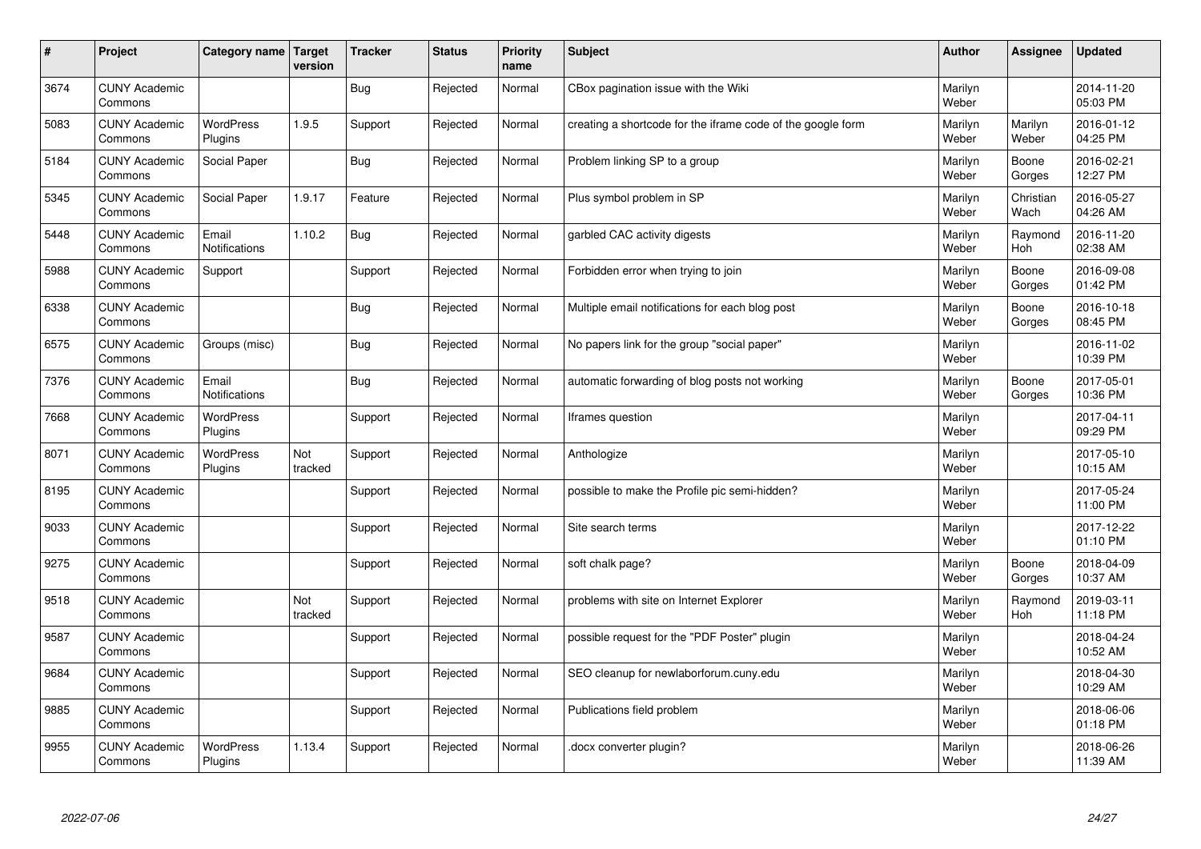| # | Project | Category name | Target version | Tracker | Status | Priority name | Subject | Author | Assignee | Updated |
|---|---|---|---|---|---|---|---|---|---|---|
| 3674 | CUNY Academic Commons | | | Bug | Rejected | Normal | CBox pagination issue with the Wiki | Marilyn Weber | | 2014-11-20 05:03 PM |
| 5083 | CUNY Academic Commons | WordPress Plugins | 1.9.5 | Support | Rejected | Normal | creating a shortcode for the iframe code of the google form | Marilyn Weber | Marilyn Weber | 2016-01-12 04:25 PM |
| 5184 | CUNY Academic Commons | Social Paper | | Bug | Rejected | Normal | Problem linking SP to a group | Marilyn Weber | Boone Gorges | 2016-02-21 12:27 PM |
| 5345 | CUNY Academic Commons | Social Paper | 1.9.17 | Feature | Rejected | Normal | Plus symbol problem in SP | Marilyn Weber | Christian Wach | 2016-05-27 04:26 AM |
| 5448 | CUNY Academic Commons | Email Notifications | 1.10.2 | Bug | Rejected | Normal | garbled CAC activity digests | Marilyn Weber | Raymond Hoh | 2016-11-20 02:38 AM |
| 5988 | CUNY Academic Commons | Support | | Support | Rejected | Normal | Forbidden error when trying to join | Marilyn Weber | Boone Gorges | 2016-09-08 01:42 PM |
| 6338 | CUNY Academic Commons | | | Bug | Rejected | Normal | Multiple email notifications for each blog post | Marilyn Weber | Boone Gorges | 2016-10-18 08:45 PM |
| 6575 | CUNY Academic Commons | Groups (misc) | | Bug | Rejected | Normal | No papers link for the group "social paper" | Marilyn Weber | | 2016-11-02 10:39 PM |
| 7376 | CUNY Academic Commons | Email Notifications | | Bug | Rejected | Normal | automatic forwarding of blog posts not working | Marilyn Weber | Boone Gorges | 2017-05-01 10:36 PM |
| 7668 | CUNY Academic Commons | WordPress Plugins | | Support | Rejected | Normal | Iframes question | Marilyn Weber | | 2017-04-11 09:29 PM |
| 8071 | CUNY Academic Commons | WordPress Plugins | Not tracked | Support | Rejected | Normal | Anthologize | Marilyn Weber | | 2017-05-10 10:15 AM |
| 8195 | CUNY Academic Commons | | | Support | Rejected | Normal | possible to make the Profile pic semi-hidden? | Marilyn Weber | | 2017-05-24 11:00 PM |
| 9033 | CUNY Academic Commons | | | Support | Rejected | Normal | Site search terms | Marilyn Weber | | 2017-12-22 01:10 PM |
| 9275 | CUNY Academic Commons | | | Support | Rejected | Normal | soft chalk page? | Marilyn Weber | Boone Gorges | 2018-04-09 10:37 AM |
| 9518 | CUNY Academic Commons | | Not tracked | Support | Rejected | Normal | problems with site on Internet Explorer | Marilyn Weber | Raymond Hoh | 2019-03-11 11:18 PM |
| 9587 | CUNY Academic Commons | | | Support | Rejected | Normal | possible request for the "PDF Poster" plugin | Marilyn Weber | | 2018-04-24 10:52 AM |
| 9684 | CUNY Academic Commons | | | Support | Rejected | Normal | SEO cleanup for newlaborforum.cuny.edu | Marilyn Weber | | 2018-04-30 10:29 AM |
| 9885 | CUNY Academic Commons | | | Support | Rejected | Normal | Publications field problem | Marilyn Weber | | 2018-06-06 01:18 PM |
| 9955 | CUNY Academic Commons | WordPress Plugins | 1.13.4 | Support | Rejected | Normal | .docx converter plugin? | Marilyn Weber | | 2018-06-26 11:39 AM |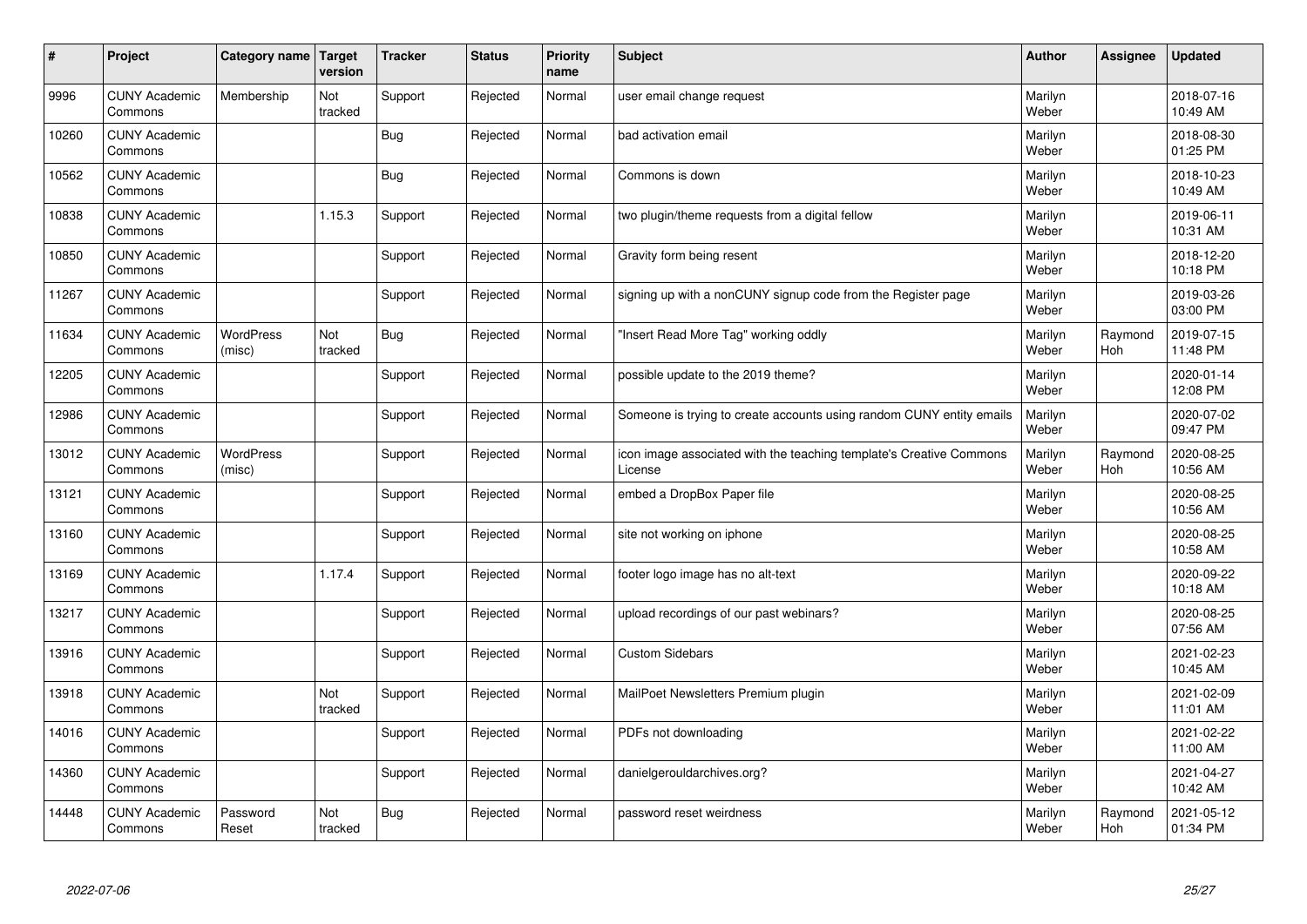| # | Project | Category name | Target version | Tracker | Status | Priority name | Subject | Author | Assignee | Updated |
|---|---|---|---|---|---|---|---|---|---|---|
| 9996 | CUNY Academic Commons | Membership | Not tracked | Support | Rejected | Normal | user email change request | Marilyn Weber | | 2018-07-16 10:49 AM |
| 10260 | CUNY Academic Commons | | | Bug | Rejected | Normal | bad activation email | Marilyn Weber | | 2018-08-30 01:25 PM |
| 10562 | CUNY Academic Commons | | | Bug | Rejected | Normal | Commons is down | Marilyn Weber | | 2018-10-23 10:49 AM |
| 10838 | CUNY Academic Commons | | 1.15.3 | Support | Rejected | Normal | two plugin/theme requests from a digital fellow | Marilyn Weber | | 2019-06-11 10:31 AM |
| 10850 | CUNY Academic Commons | | | Support | Rejected | Normal | Gravity form being resent | Marilyn Weber | | 2018-12-20 10:18 PM |
| 11267 | CUNY Academic Commons | | | Support | Rejected | Normal | signing up with a nonCUNY signup code from the Register page | Marilyn Weber | | 2019-03-26 03:00 PM |
| 11634 | CUNY Academic Commons | WordPress (misc) | Not tracked | Bug | Rejected | Normal | "Insert Read More Tag" working oddly | Marilyn Weber | Raymond Hoh | 2019-07-15 11:48 PM |
| 12205 | CUNY Academic Commons | | | Support | Rejected | Normal | possible update to the 2019 theme? | Marilyn Weber | | 2020-01-14 12:08 PM |
| 12986 | CUNY Academic Commons | | | Support | Rejected | Normal | Someone is trying to create accounts using random CUNY entity emails | Marilyn Weber | | 2020-07-02 09:47 PM |
| 13012 | CUNY Academic Commons | WordPress (misc) | | Support | Rejected | Normal | icon image associated with the teaching template's Creative Commons License | Marilyn Weber | Raymond Hoh | 2020-08-25 10:56 AM |
| 13121 | CUNY Academic Commons | | | Support | Rejected | Normal | embed a DropBox Paper file | Marilyn Weber | | 2020-08-25 10:56 AM |
| 13160 | CUNY Academic Commons | | | Support | Rejected | Normal | site not working on iphone | Marilyn Weber | | 2020-08-25 10:58 AM |
| 13169 | CUNY Academic Commons | | 1.17.4 | Support | Rejected | Normal | footer logo image has no alt-text | Marilyn Weber | | 2020-09-22 10:18 AM |
| 13217 | CUNY Academic Commons | | | Support | Rejected | Normal | upload recordings of our past webinars? | Marilyn Weber | | 2020-08-25 07:56 AM |
| 13916 | CUNY Academic Commons | | | Support | Rejected | Normal | Custom Sidebars | Marilyn Weber | | 2021-02-23 10:45 AM |
| 13918 | CUNY Academic Commons | | Not tracked | Support | Rejected | Normal | MailPoet Newsletters Premium plugin | Marilyn Weber | | 2021-02-09 11:01 AM |
| 14016 | CUNY Academic Commons | | | Support | Rejected | Normal | PDFs not downloading | Marilyn Weber | | 2021-02-22 11:00 AM |
| 14360 | CUNY Academic Commons | | | Support | Rejected | Normal | danielgerouldarchives.org? | Marilyn Weber | | 2021-04-27 10:42 AM |
| 14448 | CUNY Academic Commons | Password Reset | Not tracked | Bug | Rejected | Normal | password reset weirdness | Marilyn Weber | Raymond Hoh | 2021-05-12 01:34 PM |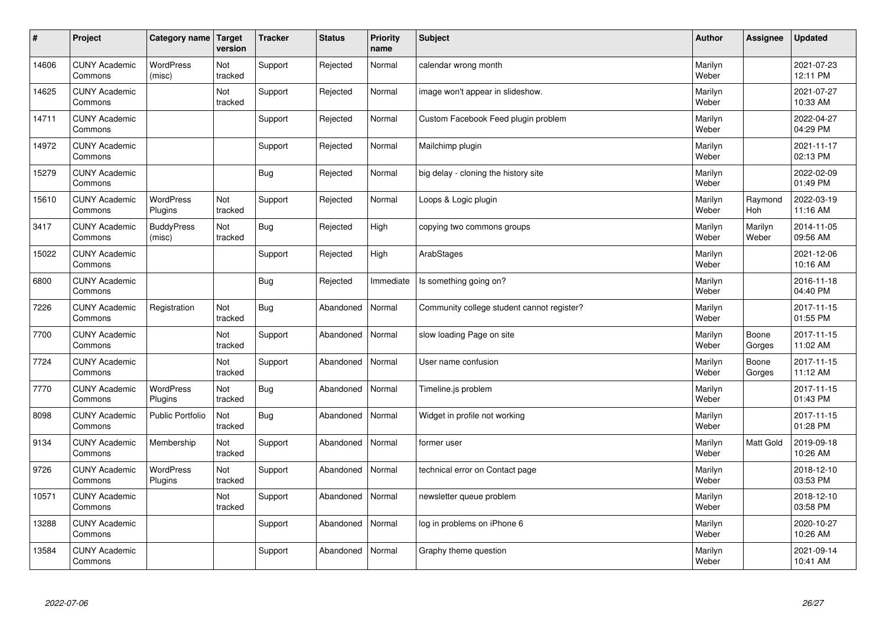| # | Project | Category name | Target version | Tracker | Status | Priority name | Subject | Author | Assignee | Updated |
|---|---|---|---|---|---|---|---|---|---|---|
| 14606 | CUNY Academic Commons | WordPress (misc) | Not tracked | Support | Rejected | Normal | calendar wrong month | Marilyn Weber | | 2021-07-23 12:11 PM |
| 14625 | CUNY Academic Commons | | Not tracked | Support | Rejected | Normal | image won't appear in slideshow. | Marilyn Weber | | 2021-07-27 10:33 AM |
| 14711 | CUNY Academic Commons | | | Support | Rejected | Normal | Custom Facebook Feed plugin problem | Marilyn Weber | | 2022-04-27 04:29 PM |
| 14972 | CUNY Academic Commons | | | Support | Rejected | Normal | Mailchimp plugin | Marilyn Weber | | 2021-11-17 02:13 PM |
| 15279 | CUNY Academic Commons | | | Bug | Rejected | Normal | big delay - cloning the history site | Marilyn Weber | | 2022-02-09 01:49 PM |
| 15610 | CUNY Academic Commons | WordPress Plugins | Not tracked | Support | Rejected | Normal | Loops & Logic plugin | Marilyn Weber | Raymond Hoh | 2022-03-19 11:16 AM |
| 3417 | CUNY Academic Commons | BuddyPress (misc) | Not tracked | Bug | Rejected | High | copying two commons groups | Marilyn Weber | Marilyn Weber | 2014-11-05 09:56 AM |
| 15022 | CUNY Academic Commons | | | Support | Rejected | High | ArabStages | Marilyn Weber | | 2021-12-06 10:16 AM |
| 6800 | CUNY Academic Commons | | | Bug | Rejected | Immediate | Is something going on? | Marilyn Weber | | 2016-11-18 04:40 PM |
| 7226 | CUNY Academic Commons | Registration | Not tracked | Bug | Abandoned | Normal | Community college student cannot register? | Marilyn Weber | | 2017-11-15 01:55 PM |
| 7700 | CUNY Academic Commons | | Not tracked | Support | Abandoned | Normal | slow loading Page on site | Marilyn Weber | Boone Gorges | 2017-11-15 11:02 AM |
| 7724 | CUNY Academic Commons | | Not tracked | Support | Abandoned | Normal | User name confusion | Marilyn Weber | Boone Gorges | 2017-11-15 11:12 AM |
| 7770 | CUNY Academic Commons | WordPress Plugins | Not tracked | Bug | Abandoned | Normal | Timeline.js problem | Marilyn Weber | | 2017-11-15 01:43 PM |
| 8098 | CUNY Academic Commons | Public Portfolio | Not tracked | Bug | Abandoned | Normal | Widget in profile not working | Marilyn Weber | | 2017-11-15 01:28 PM |
| 9134 | CUNY Academic Commons | Membership | Not tracked | Support | Abandoned | Normal | former user | Marilyn Weber | Matt Gold | 2019-09-18 10:26 AM |
| 9726 | CUNY Academic Commons | WordPress Plugins | Not tracked | Support | Abandoned | Normal | technical error on Contact page | Marilyn Weber | | 2018-12-10 03:53 PM |
| 10571 | CUNY Academic Commons | | Not tracked | Support | Abandoned | Normal | newsletter queue problem | Marilyn Weber | | 2018-12-10 03:58 PM |
| 13288 | CUNY Academic Commons | | | Support | Abandoned | Normal | log in problems on iPhone 6 | Marilyn Weber | | 2020-10-27 10:26 AM |
| 13584 | CUNY Academic Commons | | | Support | Abandoned | Normal | Graphy theme question | Marilyn Weber | | 2021-09-14 10:41 AM |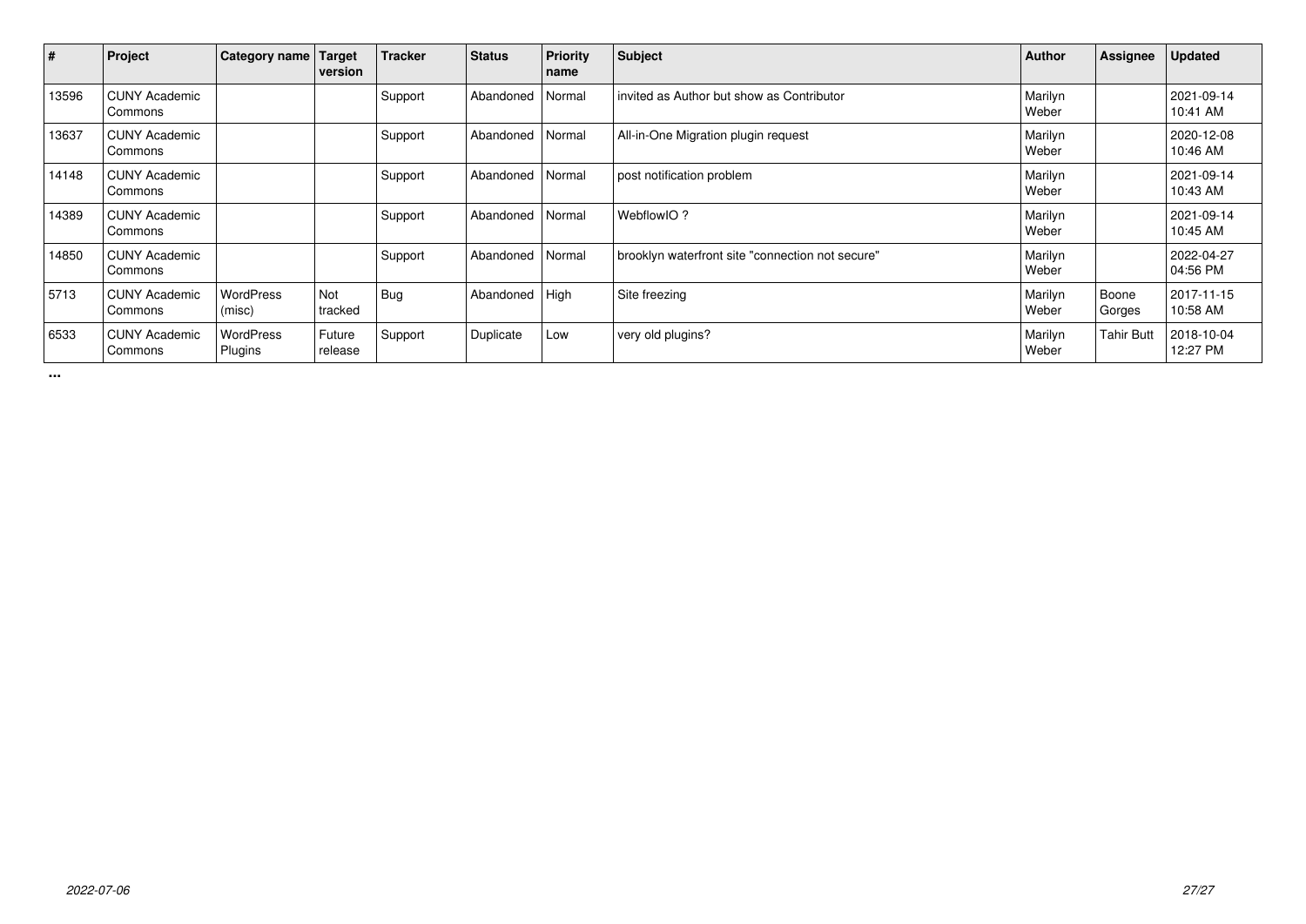| # | Project | Category name | Target version | Tracker | Status | Priority name | Subject | Author | Assignee | Updated |
|---|---|---|---|---|---|---|---|---|---|---|
| 13596 | CUNY Academic Commons | | | Support | Abandoned | Normal | invited as Author but show as Contributor | Marilyn Weber | | 2021-09-14 10:41 AM |
| 13637 | CUNY Academic Commons | | | Support | Abandoned | Normal | All-in-One Migration plugin request | Marilyn Weber | | 2020-12-08 10:46 AM |
| 14148 | CUNY Academic Commons | | | Support | Abandoned | Normal | post notification problem | Marilyn Weber | | 2021-09-14 10:43 AM |
| 14389 | CUNY Academic Commons | | | Support | Abandoned | Normal | WebflowIO ? | Marilyn Weber | | 2021-09-14 10:45 AM |
| 14850 | CUNY Academic Commons | | | Support | Abandoned | Normal | brooklyn waterfront site "connection not secure" | Marilyn Weber | | 2022-04-27 04:56 PM |
| 5713 | CUNY Academic Commons | WordPress (misc) | Not tracked | Bug | Abandoned | High | Site freezing | Marilyn Weber | Boone Gorges | 2017-11-15 10:58 AM |
| 6533 | CUNY Academic Commons | WordPress Plugins | Future release | Support | Duplicate | Low | very old plugins? | Marilyn Weber | Tahir Butt | 2018-10-04 12:27 PM |

...